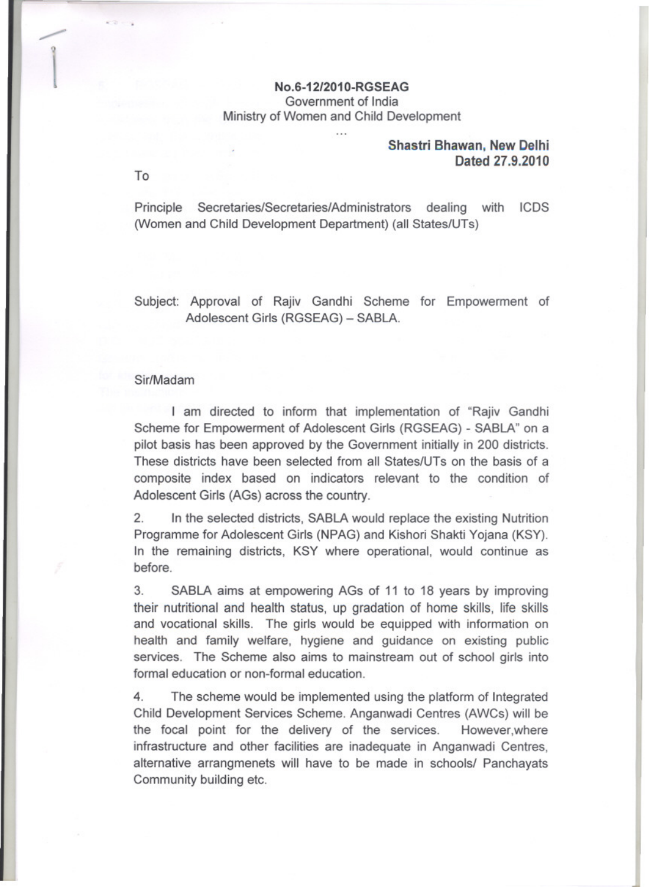**No.6-12/2010-RGSEAG**
Government of India
Ministry of Women and Child Development

...

**Shastri Bhawan, New Delhi**
**Dated 27.9.2010**

To

Principle Secretaries/Secretaries/Administrators dealing with ICDS (Women and Child Development Department) (all States/UTs)

Subject: Approval of Rajiv Gandhi Scheme for Empowerment of Adolescent Girls (RGSEAG) – SABLA.

Sir/Madam

I am directed to inform that implementation of "Rajiv Gandhi Scheme for Empowerment of Adolescent Girls (RGSEAG) - SABLA" on a pilot basis has been approved by the Government initially in 200 districts. These districts have been selected from all States/UTs on the basis of a composite index based on indicators relevant to the condition of Adolescent Girls (AGs) across the country.

2. In the selected districts, SABLA would replace the existing Nutrition Programme for Adolescent Girls (NPAG) and Kishori Shakti Yojana (KSY). In the remaining districts, KSY where operational, would continue as before.

3. SABLA aims at empowering AGs of 11 to 18 years by improving their nutritional and health status, up gradation of home skills, life skills and vocational skills. The girls would be equipped with information on health and family welfare, hygiene and guidance on existing public services. The Scheme also aims to mainstream out of school girls into formal education or non-formal education.

4. The scheme would be implemented using the platform of Integrated Child Development Services Scheme. Anganwadi Centres (AWCs) will be the focal point for the delivery of the services. However,where infrastructure and other facilities are inadequate in Anganwadi Centres, alternative arrangmenets will have to be made in schools/ Panchayats Community building etc.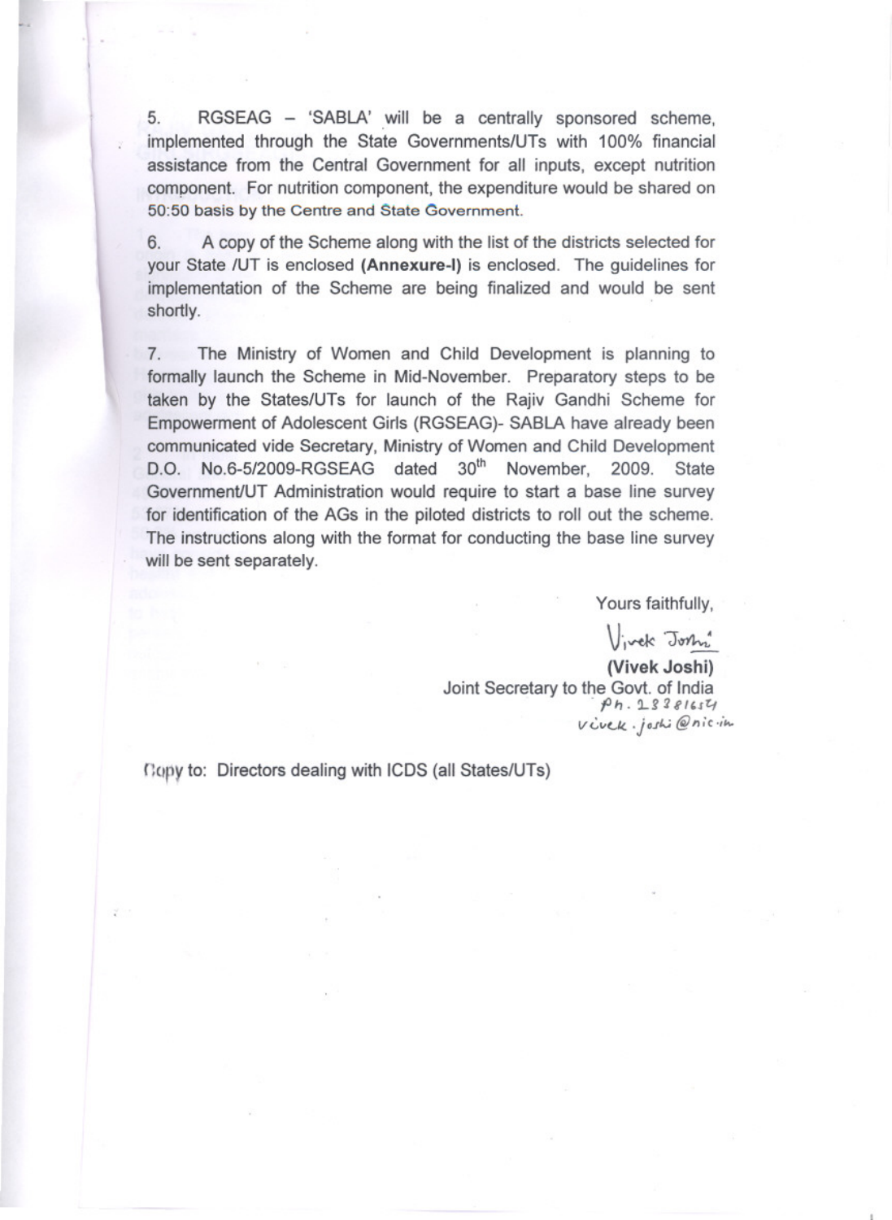5. RGSEAG – 'SABLA' will be a centrally sponsored scheme, implemented through the State Governments/UTs with 100% financial assistance from the Central Government for all inputs, except nutrition component. For nutrition component, the expenditure would be shared on 50:50 basis by the Centre and State Government.

6. A copy of the Scheme along with the list of the districts selected for your State /UT is enclosed **(Annexure-I)** is enclosed. The guidelines for implementation of the Scheme are being finalized and would be sent shortly.

7. The Ministry of Women and Child Development is planning to formally launch the Scheme in Mid-November. Preparatory steps to be taken by the States/UTs for launch of the Rajiv Gandhi Scheme for Empowerment of Adolescent Girls (RGSEAG)- SABLA have already been communicated vide Secretary, Ministry of Women and Child Development D.O. No.6-5/2009-RGSEAG dated 30th November, 2009. State Government/UT Administration would require to start a base line survey for identification of the AGs in the piloted districts to roll out the scheme. The instructions along with the format for conducting the base line survey will be sent separately.

Yours faithfully,

Vivek Joshi

**(Vivek Joshi)**
Joint Secretary to the Govt. of India
Ph. 23381654
vivek.joshi@nic.in

Copy to: Directors dealing with ICDS (all States/UTs)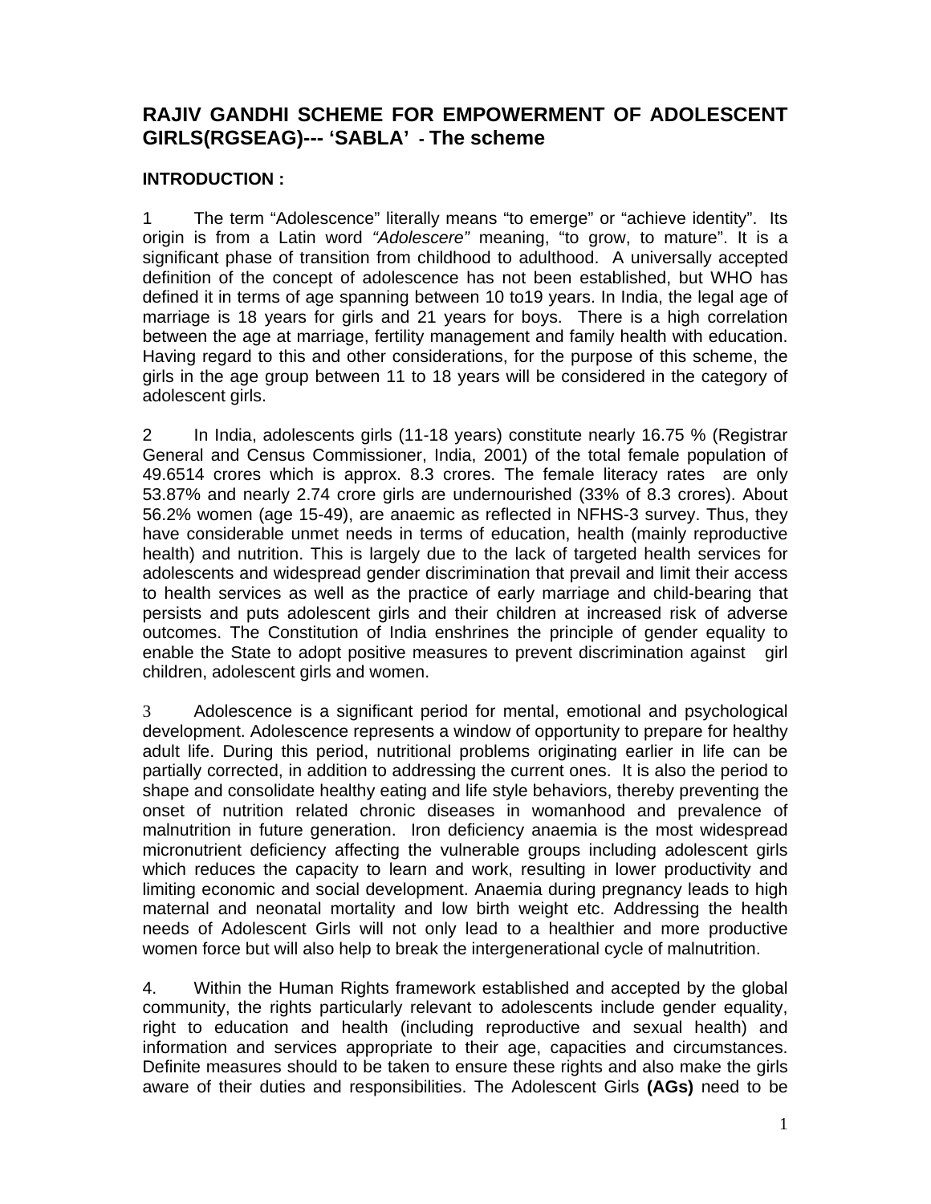# RAJIV GANDHI SCHEME FOR EMPOWERMENT OF ADOLESCENT GIRLS(RGSEAG)--- 'SABLA' - The scheme

**INTRODUCTION :**

1 The term "Adolescence" literally means "to emerge" or "achieve identity". Its origin is from a Latin word *"Adolescere"* meaning, "to grow, to mature". It is a significant phase of transition from childhood to adulthood. A universally accepted definition of the concept of adolescence has not been established, but WHO has defined it in terms of age spanning between 10 to19 years. In India, the legal age of marriage is 18 years for girls and 21 years for boys. There is a high correlation between the age at marriage, fertility management and family health with education. Having regard to this and other considerations, for the purpose of this scheme, the girls in the age group between 11 to 18 years will be considered in the category of adolescent girls.

2 In India, adolescents girls (11-18 years) constitute nearly 16.75 % (Registrar General and Census Commissioner, India, 2001) of the total female population of 49.6514 crores which is approx. 8.3 crores. The female literacy rates are only 53.87% and nearly 2.74 crore girls are undernourished (33% of 8.3 crores). About 56.2% women (age 15-49), are anaemic as reflected in NFHS-3 survey. Thus, they have considerable unmet needs in terms of education, health (mainly reproductive health) and nutrition. This is largely due to the lack of targeted health services for adolescents and widespread gender discrimination that prevail and limit their access to health services as well as the practice of early marriage and child-bearing that persists and puts adolescent girls and their children at increased risk of adverse outcomes. The Constitution of India enshrines the principle of gender equality to enable the State to adopt positive measures to prevent discrimination against girl children, adolescent girls and women.

3 Adolescence is a significant period for mental, emotional and psychological development. Adolescence represents a window of opportunity to prepare for healthy adult life. During this period, nutritional problems originating earlier in life can be partially corrected, in addition to addressing the current ones. It is also the period to shape and consolidate healthy eating and life style behaviors, thereby preventing the onset of nutrition related chronic diseases in womanhood and prevalence of malnutrition in future generation. Iron deficiency anaemia is the most widespread micronutrient deficiency affecting the vulnerable groups including adolescent girls which reduces the capacity to learn and work, resulting in lower productivity and limiting economic and social development. Anaemia during pregnancy leads to high maternal and neonatal mortality and low birth weight etc. Addressing the health needs of Adolescent Girls will not only lead to a healthier and more productive women force but will also help to break the intergenerational cycle of malnutrition.

4. Within the Human Rights framework established and accepted by the global community, the rights particularly relevant to adolescents include gender equality, right to education and health (including reproductive and sexual health) and information and services appropriate to their age, capacities and circumstances. Definite measures should to be taken to ensure these rights and also make the girls aware of their duties and responsibilities. The Adolescent Girls **(AGs)** need to be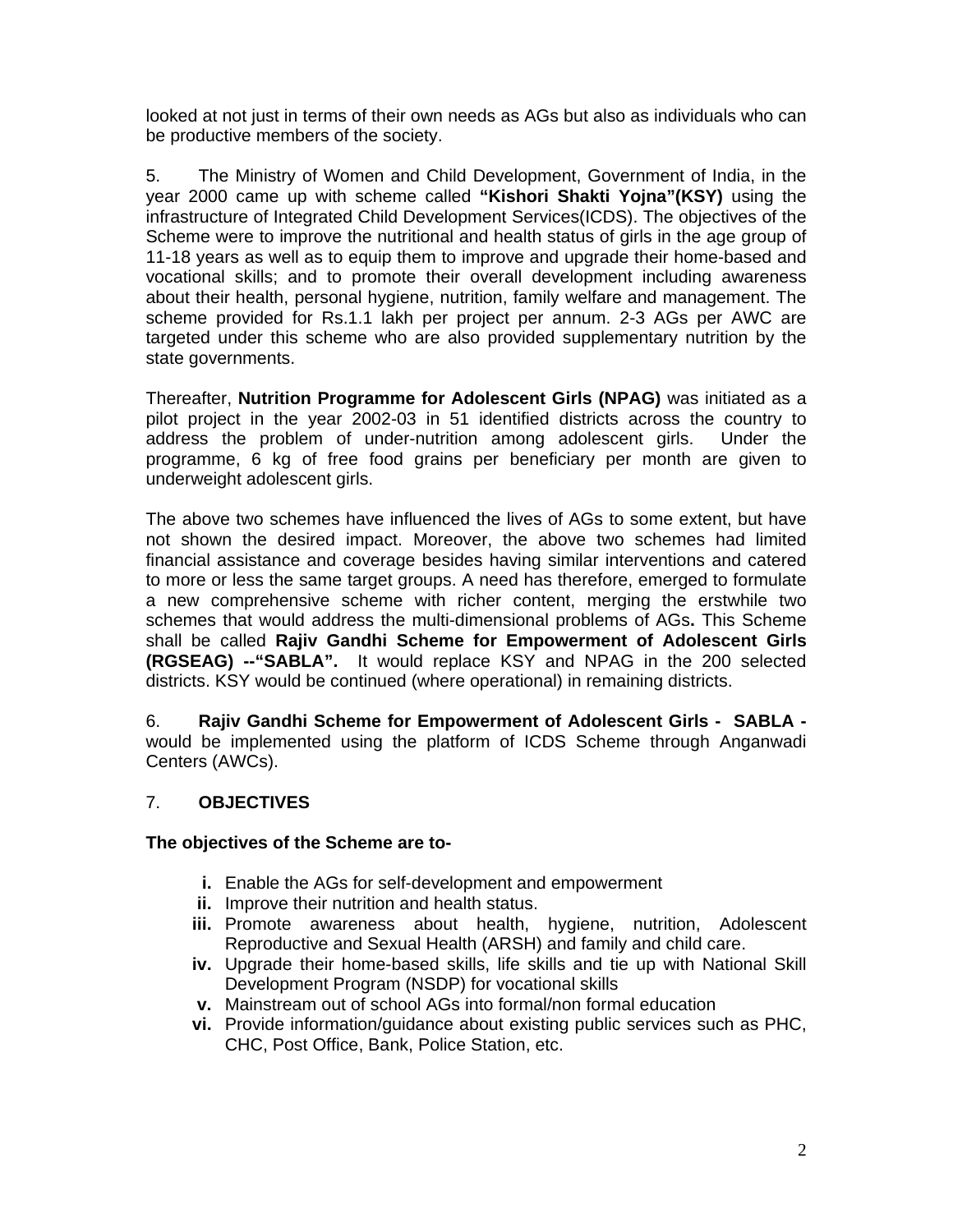looked at not just in terms of their own needs as AGs but also as individuals who can be productive members of the society.

5. The Ministry of Women and Child Development, Government of India, in the year 2000 came up with scheme called **"Kishori Shakti Yojna"(KSY)** using the infrastructure of Integrated Child Development Services(ICDS). The objectives of the Scheme were to improve the nutritional and health status of girls in the age group of 11-18 years as well as to equip them to improve and upgrade their home-based and vocational skills; and to promote their overall development including awareness about their health, personal hygiene, nutrition, family welfare and management. The scheme provided for Rs.1.1 lakh per project per annum. 2-3 AGs per AWC are targeted under this scheme who are also provided supplementary nutrition by the state governments.

Thereafter, **Nutrition Programme for Adolescent Girls (NPAG)** was initiated as a pilot project in the year 2002-03 in 51 identified districts across the country to address the problem of under-nutrition among adolescent girls. Under the programme, 6 kg of free food grains per beneficiary per month are given to underweight adolescent girls.

The above two schemes have influenced the lives of AGs to some extent, but have not shown the desired impact. Moreover, the above two schemes had limited financial assistance and coverage besides having similar interventions and catered to more or less the same target groups. A need has therefore, emerged to formulate a new comprehensive scheme with richer content, merging the erstwhile two schemes that would address the multi-dimensional problems of AGs**.** This Scheme shall be called **Rajiv Gandhi Scheme for Empowerment of Adolescent Girls (RGSEAG) --"SABLA".** It would replace KSY and NPAG in the 200 selected districts. KSY would be continued (where operational) in remaining districts.

6. **Rajiv Gandhi Scheme for Empowerment of Adolescent Girls - SABLA -** would be implemented using the platform of ICDS Scheme through Anganwadi Centers (AWCs).

7. **OBJECTIVES**

**The objectives of the Scheme are to-**

- **i.** Enable the AGs for self-development and empowerment
- **ii.** Improve their nutrition and health status.
- **iii.** Promote awareness about health, hygiene, nutrition, Adolescent Reproductive and Sexual Health (ARSH) and family and child care.
- **iv.** Upgrade their home-based skills, life skills and tie up with National Skill Development Program (NSDP) for vocational skills
- **v.** Mainstream out of school AGs into formal/non formal education
- **vi.** Provide information/guidance about existing public services such as PHC, CHC, Post Office, Bank, Police Station, etc.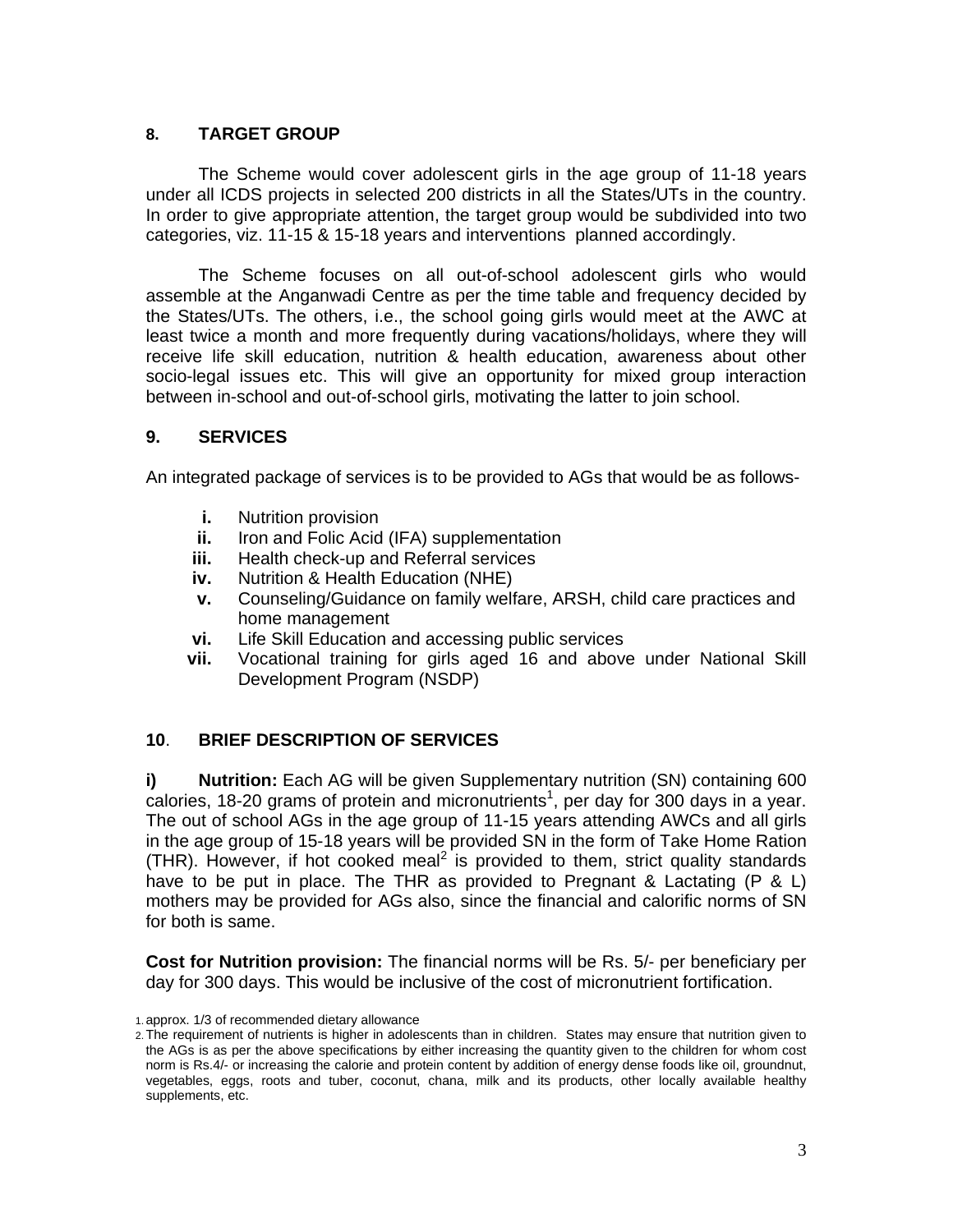## 8. TARGET GROUP

The Scheme would cover adolescent girls in the age group of 11-18 years under all ICDS projects in selected 200 districts in all the States/UTs in the country. In order to give appropriate attention, the target group would be subdivided into two categories, viz. 11-15 & 15-18 years and interventions planned accordingly.

The Scheme focuses on all out-of-school adolescent girls who would assemble at the Anganwadi Centre as per the time table and frequency decided by the States/UTs. The others, i.e., the school going girls would meet at the AWC at least twice a month and more frequently during vacations/holidays, where they will receive life skill education, nutrition & health education, awareness about other socio-legal issues etc. This will give an opportunity for mixed group interaction between in-school and out-of-school girls, motivating the latter to join school.

## 9. SERVICES

An integrated package of services is to be provided to AGs that would be as follows-

- **i.** Nutrition provision
- **ii.** Iron and Folic Acid (IFA) supplementation
- **iii.** Health check-up and Referral services
- **iv.** Nutrition & Health Education (NHE)
- **v.** Counseling/Guidance on family welfare, ARSH, child care practices and home management
- **vi.** Life Skill Education and accessing public services
- **vii.** Vocational training for girls aged 16 and above under National Skill Development Program (NSDP)

## 10. BRIEF DESCRIPTION OF SERVICES

**i) Nutrition:** Each AG will be given Supplementary nutrition (SN) containing 600 calories, 18-20 grams of protein and micronutrients[1], per day for 300 days in a year. The out of school AGs in the age group of 11-15 years attending AWCs and all girls in the age group of 15-18 years will be provided SN in the form of Take Home Ration (THR). However, if hot cooked meal[2] is provided to them, strict quality standards have to be put in place. The THR as provided to Pregnant & Lactating (P & L) mothers may be provided for AGs also, since the financial and calorific norms of SN for both is same.

**Cost for Nutrition provision:** The financial norms will be Rs. 5/- per beneficiary per day for 300 days. This would be inclusive of the cost of micronutrient fortification.

1. approx. 1/3 of recommended dietary allowance
2. The requirement of nutrients is higher in adolescents than in children. States may ensure that nutrition given to the AGs is as per the above specifications by either increasing the quantity given to the children for whom cost norm is Rs.4/- or increasing the calorie and protein content by addition of energy dense foods like oil, groundnut, vegetables, eggs, roots and tuber, coconut, chana, milk and its products, other locally available healthy supplements, etc.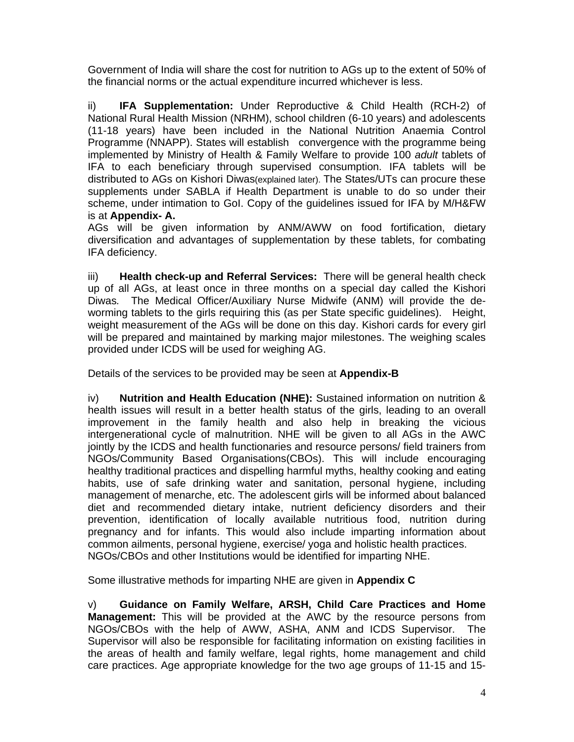Government of India will share the cost for nutrition to AGs up to the extent of 50% of the financial norms or the actual expenditure incurred whichever is less.

ii) **IFA Supplementation:** Under Reproductive & Child Health (RCH-2) of National Rural Health Mission (NRHM), school children (6-10 years) and adolescents (11-18 years) have been included in the National Nutrition Anaemia Control Programme (NNAPP). States will establish convergence with the programme being implemented by Ministry of Health & Family Welfare to provide 100 *adult* tablets of IFA to each beneficiary through supervised consumption. IFA tablets will be distributed to AGs on Kishori Diwas(explained later). The States/UTs can procure these supplements under SABLA if Health Department is unable to do so under their scheme, under intimation to GoI. Copy of the guidelines issued for IFA by M/H&FW is at **Appendix- A.**

AGs will be given information by ANM/AWW on food fortification, dietary diversification and advantages of supplementation by these tablets, for combating IFA deficiency.

iii) **Health check-up and Referral Services:** There will be general health check up of all AGs, at least once in three months on a special day called the Kishori Diwas. The Medical Officer/Auxiliary Nurse Midwife (ANM) will provide the de-worming tablets to the girls requiring this (as per State specific guidelines). Height, weight measurement of the AGs will be done on this day. Kishori cards for every girl will be prepared and maintained by marking major milestones. The weighing scales provided under ICDS will be used for weighing AG.

Details of the services to be provided may be seen at **Appendix-B**

iv) **Nutrition and Health Education (NHE):** Sustained information on nutrition & health issues will result in a better health status of the girls, leading to an overall improvement in the family health and also help in breaking the vicious intergenerational cycle of malnutrition. NHE will be given to all AGs in the AWC jointly by the ICDS and health functionaries and resource persons/ field trainers from NGOs/Community Based Organisations(CBOs). This will include encouraging healthy traditional practices and dispelling harmful myths, healthy cooking and eating habits, use of safe drinking water and sanitation, personal hygiene, including management of menarche, etc. The adolescent girls will be informed about balanced diet and recommended dietary intake, nutrient deficiency disorders and their prevention, identification of locally available nutritious food, nutrition during pregnancy and for infants. This would also include imparting information about common ailments, personal hygiene, exercise/ yoga and holistic health practices.
NGOs/CBOs and other Institutions would be identified for imparting NHE.

Some illustrative methods for imparting NHE are given in **Appendix C**

v) **Guidance on Family Welfare, ARSH, Child Care Practices and Home Management:** This will be provided at the AWC by the resource persons from NGOs/CBOs with the help of AWW, ASHA, ANM and ICDS Supervisor. The Supervisor will also be responsible for facilitating information on existing facilities in the areas of health and family welfare, legal rights, home management and child care practices. Age appropriate knowledge for the two age groups of 11-15 and 15-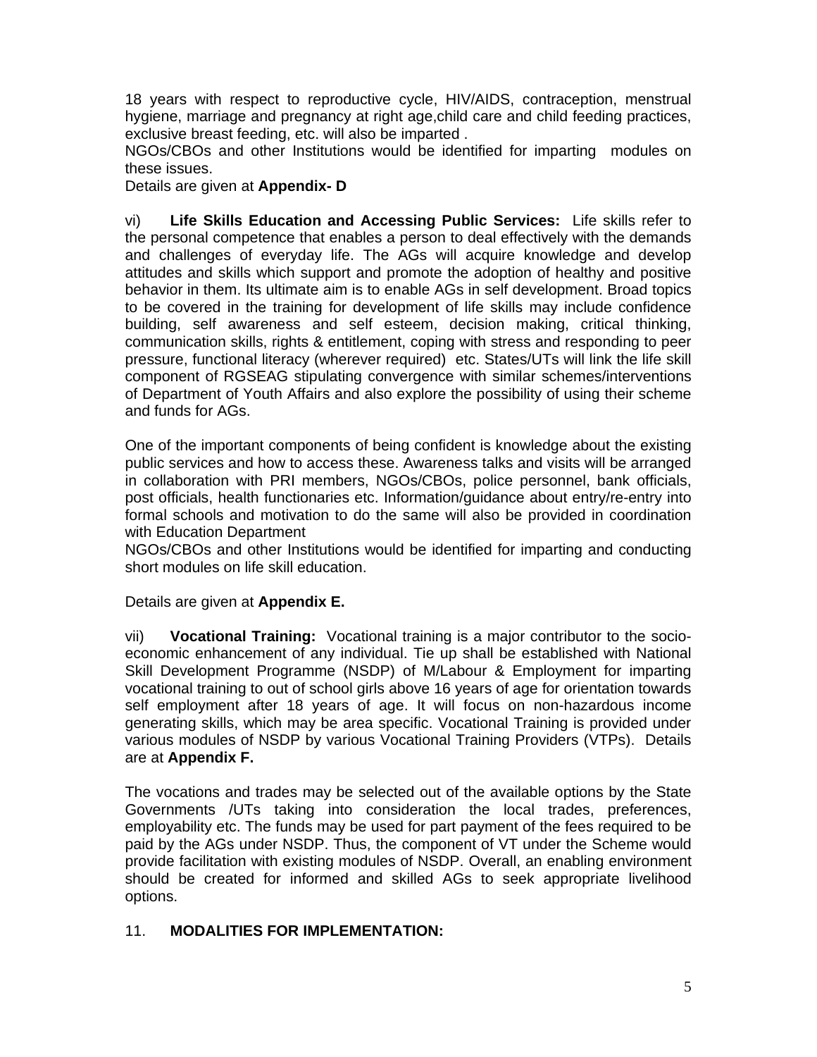18 years with respect to reproductive cycle, HIV/AIDS, contraception, menstrual hygiene, marriage and pregnancy at right age,child care and child feeding practices, exclusive breast feeding, etc. will also be imparted .

NGOs/CBOs and other Institutions would be identified for imparting modules on these issues.

Details are given at **Appendix- D**

vi) **Life Skills Education and Accessing Public Services:** Life skills refer to the personal competence that enables a person to deal effectively with the demands and challenges of everyday life. The AGs will acquire knowledge and develop attitudes and skills which support and promote the adoption of healthy and positive behavior in them. Its ultimate aim is to enable AGs in self development. Broad topics to be covered in the training for development of life skills may include confidence building, self awareness and self esteem, decision making, critical thinking, communication skills, rights & entitlement, coping with stress and responding to peer pressure, functional literacy (wherever required) etc. States/UTs will link the life skill component of RGSEAG stipulating convergence with similar schemes/interventions of Department of Youth Affairs and also explore the possibility of using their scheme and funds for AGs.

One of the important components of being confident is knowledge about the existing public services and how to access these. Awareness talks and visits will be arranged in collaboration with PRI members, NGOs/CBOs, police personnel, bank officials, post officials, health functionaries etc. Information/guidance about entry/re-entry into formal schools and motivation to do the same will also be provided in coordination with Education Department

NGOs/CBOs and other Institutions would be identified for imparting and conducting short modules on life skill education.

Details are given at **Appendix E.**

vii) **Vocational Training:** Vocational training is a major contributor to the socio-economic enhancement of any individual. Tie up shall be established with National Skill Development Programme (NSDP) of M/Labour & Employment for imparting vocational training to out of school girls above 16 years of age for orientation towards self employment after 18 years of age. It will focus on non-hazardous income generating skills, which may be area specific. Vocational Training is provided under various modules of NSDP by various Vocational Training Providers (VTPs). Details are at **Appendix F.**

The vocations and trades may be selected out of the available options by the State Governments /UTs taking into consideration the local trades, preferences, employability etc. The funds may be used for part payment of the fees required to be paid by the AGs under NSDP. Thus, the component of VT under the Scheme would provide facilitation with existing modules of NSDP. Overall, an enabling environment should be created for informed and skilled AGs to seek appropriate livelihood options.

## 11. MODALITIES FOR IMPLEMENTATION: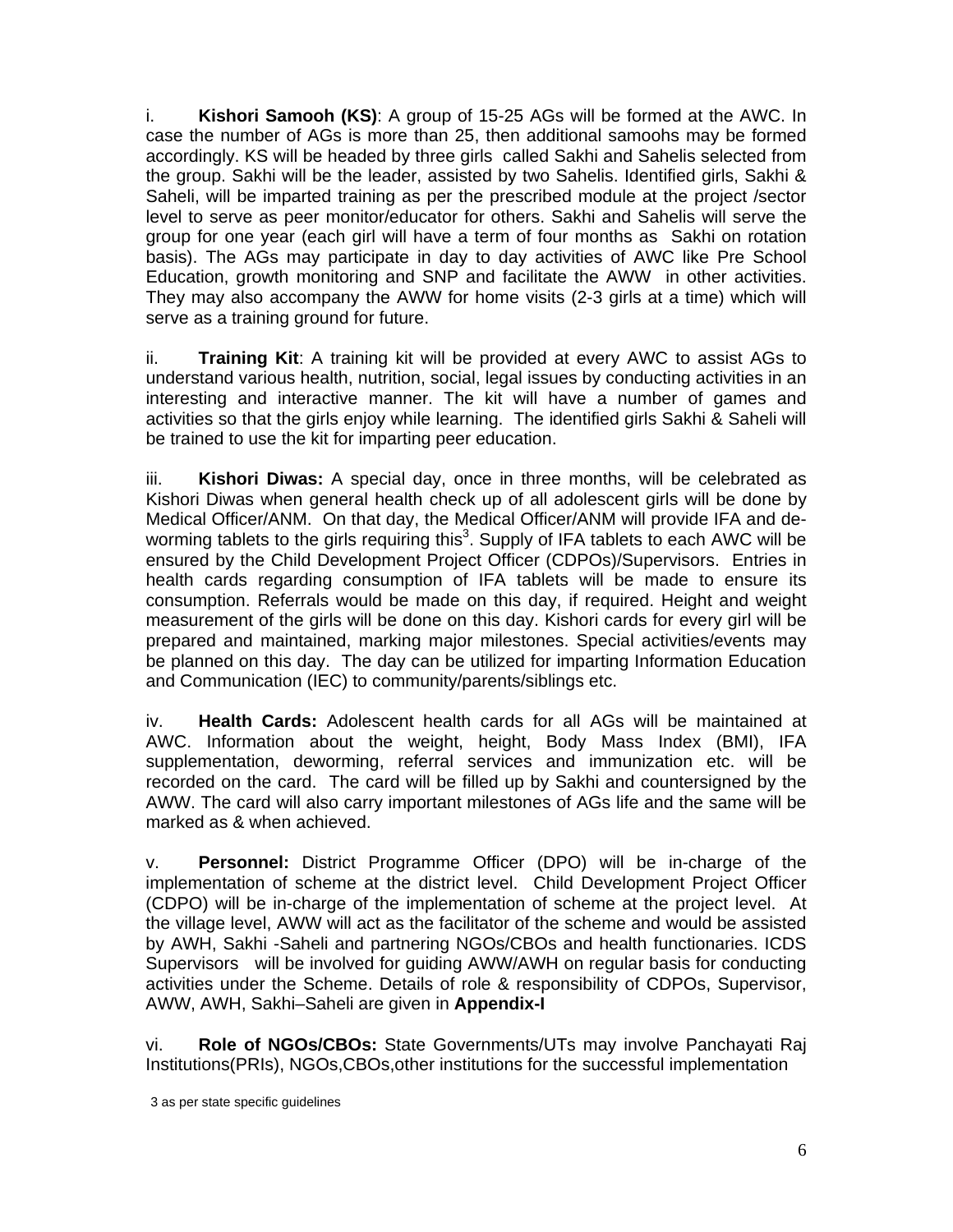i. **Kishori Samooh (KS)**: A group of 15-25 AGs will be formed at the AWC. In case the number of AGs is more than 25, then additional samoohs may be formed accordingly. KS will be headed by three girls called Sakhi and Sahelis selected from the group. Sakhi will be the leader, assisted by two Sahelis. Identified girls, Sakhi & Saheli, will be imparted training as per the prescribed module at the project /sector level to serve as peer monitor/educator for others. Sakhi and Sahelis will serve the group for one year (each girl will have a term of four months as Sakhi on rotation basis). The AGs may participate in day to day activities of AWC like Pre School Education, growth monitoring and SNP and facilitate the AWW in other activities. They may also accompany the AWW for home visits (2-3 girls at a time) which will serve as a training ground for future.

ii. **Training Kit**: A training kit will be provided at every AWC to assist AGs to understand various health, nutrition, social, legal issues by conducting activities in an interesting and interactive manner. The kit will have a number of games and activities so that the girls enjoy while learning. The identified girls Sakhi & Saheli will be trained to use the kit for imparting peer education.

iii. **Kishori Diwas:** A special day, once in three months, will be celebrated as Kishori Diwas when general health check up of all adolescent girls will be done by Medical Officer/ANM. On that day, the Medical Officer/ANM will provide IFA and de-worming tablets to the girls requiring this[3]. Supply of IFA tablets to each AWC will be ensured by the Child Development Project Officer (CDPOs)/Supervisors. Entries in health cards regarding consumption of IFA tablets will be made to ensure its consumption. Referrals would be made on this day, if required. Height and weight measurement of the girls will be done on this day. Kishori cards for every girl will be prepared and maintained, marking major milestones. Special activities/events may be planned on this day. The day can be utilized for imparting Information Education and Communication (IEC) to community/parents/siblings etc.

iv. **Health Cards:** Adolescent health cards for all AGs will be maintained at AWC. Information about the weight, height, Body Mass Index (BMI), IFA supplementation, deworming, referral services and immunization etc. will be recorded on the card. The card will be filled up by Sakhi and countersigned by the AWW. The card will also carry important milestones of AGs life and the same will be marked as & when achieved.

v. **Personnel:** District Programme Officer (DPO) will be in-charge of the implementation of scheme at the district level. Child Development Project Officer (CDPO) will be in-charge of the implementation of scheme at the project level. At the village level, AWW will act as the facilitator of the scheme and would be assisted by AWH, Sakhi -Saheli and partnering NGOs/CBOs and health functionaries. ICDS Supervisors will be involved for guiding AWW/AWH on regular basis for conducting activities under the Scheme. Details of role & responsibility of CDPOs, Supervisor, AWW, AWH, Sakhi–Saheli are given in **Appendix-I**

vi. **Role of NGOs/CBOs:** State Governments/UTs may involve Panchayati Raj Institutions(PRIs), NGOs,CBOs,other institutions for the successful implementation

3 as per state specific guidelines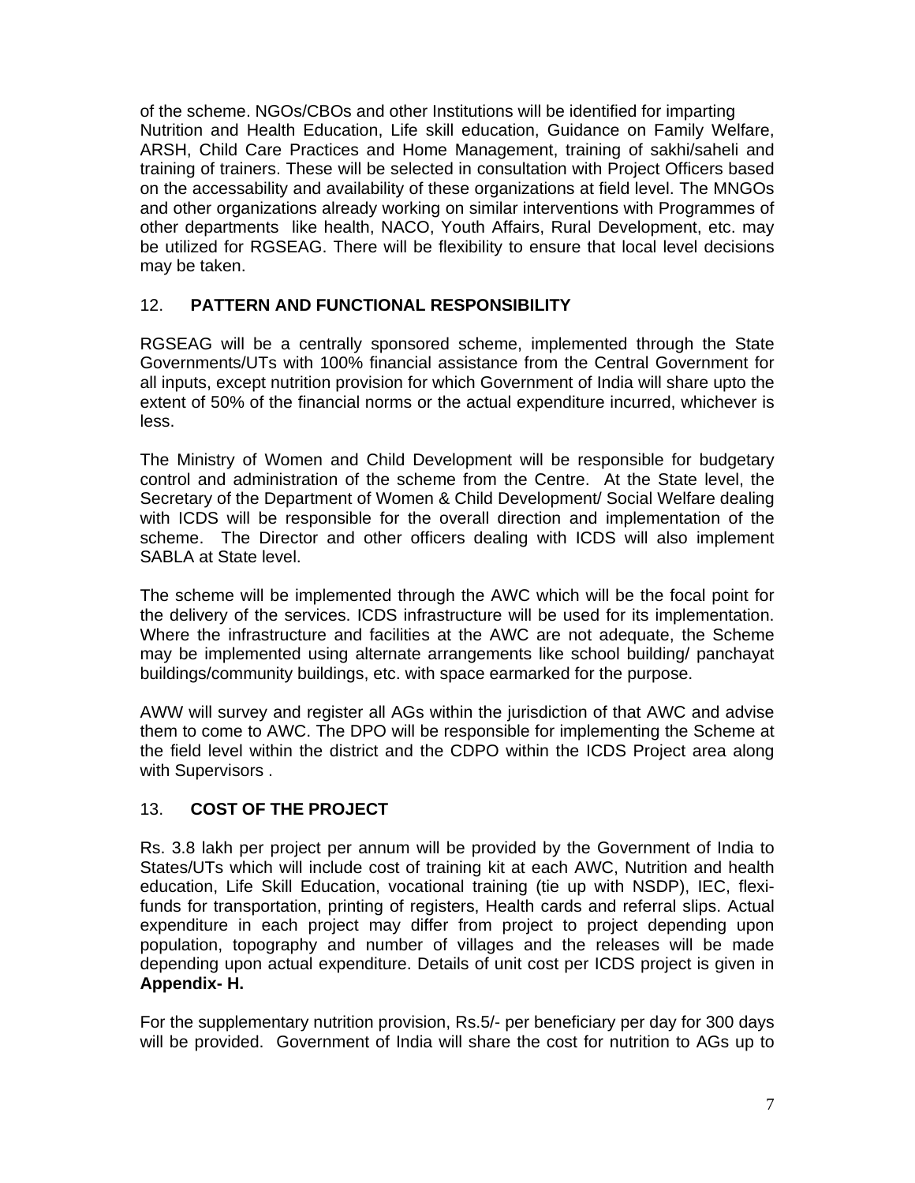of the scheme. NGOs/CBOs and other Institutions will be identified for imparting Nutrition and Health Education, Life skill education, Guidance on Family Welfare, ARSH, Child Care Practices and Home Management, training of sakhi/saheli and training of trainers. These will be selected in consultation with Project Officers based on the accessability and availability of these organizations at field level. The MNGOs and other organizations already working on similar interventions with Programmes of other departments like health, NACO, Youth Affairs, Rural Development, etc. may be utilized for RGSEAG. There will be flexibility to ensure that local level decisions may be taken.

## 12. PATTERN AND FUNCTIONAL RESPONSIBILITY

RGSEAG will be a centrally sponsored scheme, implemented through the State Governments/UTs with 100% financial assistance from the Central Government for all inputs, except nutrition provision for which Government of India will share upto the extent of 50% of the financial norms or the actual expenditure incurred, whichever is less.

The Ministry of Women and Child Development will be responsible for budgetary control and administration of the scheme from the Centre. At the State level, the Secretary of the Department of Women & Child Development/ Social Welfare dealing with ICDS will be responsible for the overall direction and implementation of the scheme. The Director and other officers dealing with ICDS will also implement SABLA at State level.

The scheme will be implemented through the AWC which will be the focal point for the delivery of the services. ICDS infrastructure will be used for its implementation. Where the infrastructure and facilities at the AWC are not adequate, the Scheme may be implemented using alternate arrangements like school building/ panchayat buildings/community buildings, etc. with space earmarked for the purpose.

AWW will survey and register all AGs within the jurisdiction of that AWC and advise them to come to AWC. The DPO will be responsible for implementing the Scheme at the field level within the district and the CDPO within the ICDS Project area along with Supervisors .

## 13. COST OF THE PROJECT

Rs. 3.8 lakh per project per annum will be provided by the Government of India to States/UTs which will include cost of training kit at each AWC, Nutrition and health education, Life Skill Education, vocational training (tie up with NSDP), IEC, flexi-funds for transportation, printing of registers, Health cards and referral slips. Actual expenditure in each project may differ from project to project depending upon population, topography and number of villages and the releases will be made depending upon actual expenditure. Details of unit cost per ICDS project is given in **Appendix- H.**

For the supplementary nutrition provision, Rs.5/- per beneficiary per day for 300 days will be provided. Government of India will share the cost for nutrition to AGs up to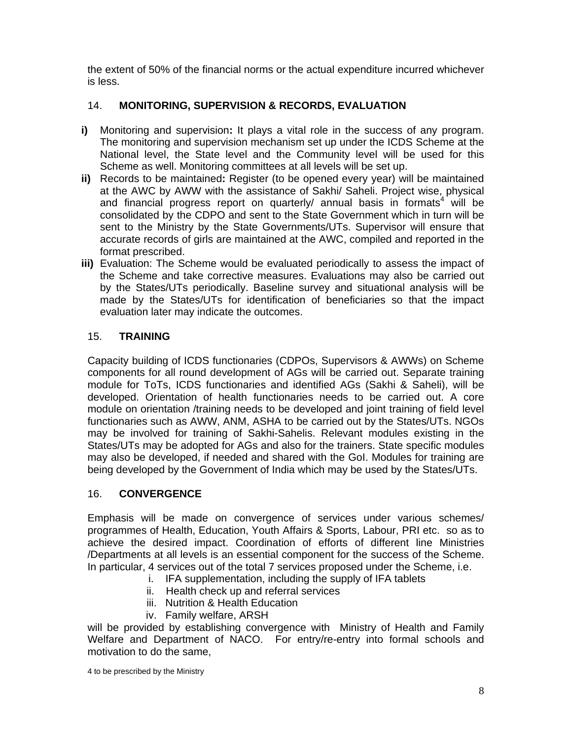the extent of 50% of the financial norms or the actual expenditure incurred whichever is less.

## 14. MONITORING, SUPERVISION & RECORDS, EVALUATION

**i)** Monitoring and supervision**:** It plays a vital role in the success of any program. The monitoring and supervision mechanism set up under the ICDS Scheme at the National level, the State level and the Community level will be used for this Scheme as well. Monitoring committees at all levels will be set up.

**ii)** Records to be maintained**:** Register (to be opened every year) will be maintained at the AWC by AWW with the assistance of Sakhi/ Saheli. Project wise, physical and financial progress report on quarterly/ annual basis in formats[4] will be consolidated by the CDPO and sent to the State Government which in turn will be sent to the Ministry by the State Governments/UTs. Supervisor will ensure that accurate records of girls are maintained at the AWC, compiled and reported in the format prescribed.

**iii)** Evaluation: The Scheme would be evaluated periodically to assess the impact of the Scheme and take corrective measures. Evaluations may also be carried out by the States/UTs periodically. Baseline survey and situational analysis will be made by the States/UTs for identification of beneficiaries so that the impact evaluation later may indicate the outcomes.

## 15. TRAINING

Capacity building of ICDS functionaries (CDPOs, Supervisors & AWWs) on Scheme components for all round development of AGs will be carried out. Separate training module for ToTs, ICDS functionaries and identified AGs (Sakhi & Saheli), will be developed. Orientation of health functionaries needs to be carried out. A core module on orientation /training needs to be developed and joint training of field level functionaries such as AWW, ANM, ASHA to be carried out by the States/UTs. NGOs may be involved for training of Sakhi-Sahelis. Relevant modules existing in the States/UTs may be adopted for AGs and also for the trainers. State specific modules may also be developed, if needed and shared with the GoI. Modules for training are being developed by the Government of India which may be used by the States/UTs.

## 16. CONVERGENCE

Emphasis will be made on convergence of services under various schemes/ programmes of Health, Education, Youth Affairs & Sports, Labour, PRI etc. so as to achieve the desired impact. Coordination of efforts of different line Ministries /Departments at all levels is an essential component for the success of the Scheme. In particular, 4 services out of the total 7 services proposed under the Scheme, i.e.

i. IFA supplementation, including the supply of IFA tablets
ii. Health check up and referral services
iii. Nutrition & Health Education
iv. Family welfare, ARSH

will be provided by establishing convergence with Ministry of Health and Family Welfare and Department of NACO. For entry/re-entry into formal schools and motivation to do the same,

4 to be prescribed by the Ministry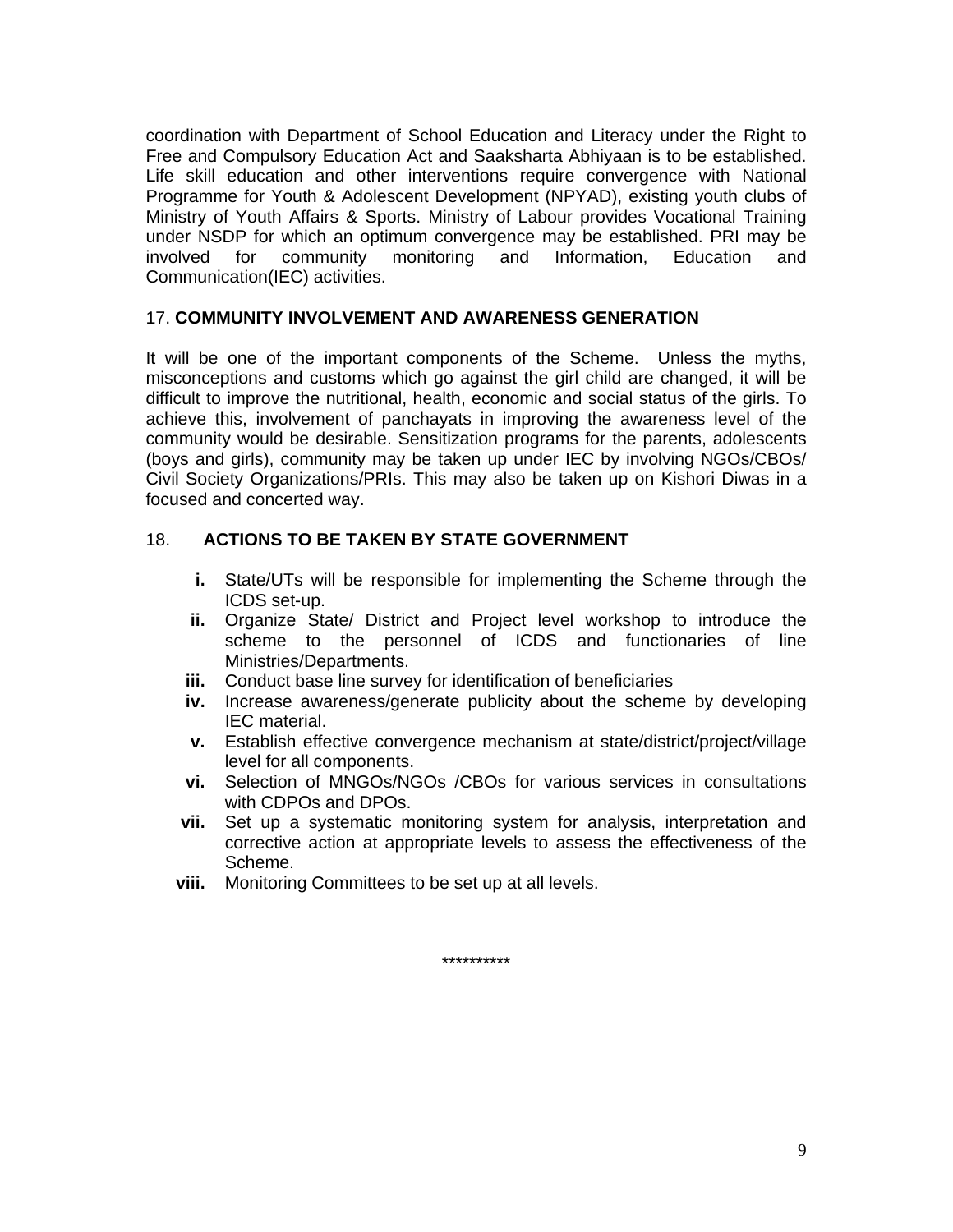coordination with Department of School Education and Literacy under the Right to Free and Compulsory Education Act and Saaksharta Abhiyaan is to be established. Life skill education and other interventions require convergence with National Programme for Youth & Adolescent Development (NPYAD), existing youth clubs of Ministry of Youth Affairs & Sports. Ministry of Labour provides Vocational Training under NSDP for which an optimum convergence may be established. PRI may be involved for community monitoring and Information, Education and Communication(IEC) activities.

## 17. COMMUNITY INVOLVEMENT AND AWARENESS GENERATION

It will be one of the important components of the Scheme. Unless the myths, misconceptions and customs which go against the girl child are changed, it will be difficult to improve the nutritional, health, economic and social status of the girls. To achieve this, involvement of panchayats in improving the awareness level of the community would be desirable. Sensitization programs for the parents, adolescents (boys and girls), community may be taken up under IEC by involving NGOs/CBOs/ Civil Society Organizations/PRIs. This may also be taken up on Kishori Diwas in a focused and concerted way.

## 18. ACTIONS TO BE TAKEN BY STATE GOVERNMENT

- **i.** State/UTs will be responsible for implementing the Scheme through the ICDS set-up.
- **ii.** Organize State/ District and Project level workshop to introduce the scheme to the personnel of ICDS and functionaries of line Ministries/Departments.
- **iii.** Conduct base line survey for identification of beneficiaries
- **iv.** Increase awareness/generate publicity about the scheme by developing IEC material.
- **v.** Establish effective convergence mechanism at state/district/project/village level for all components.
- **vi.** Selection of MNGOs/NGOs /CBOs for various services in consultations with CDPOs and DPOs.
- **vii.** Set up a systematic monitoring system for analysis, interpretation and corrective action at appropriate levels to assess the effectiveness of the Scheme.
- **viii.** Monitoring Committees to be set up at all levels.

**********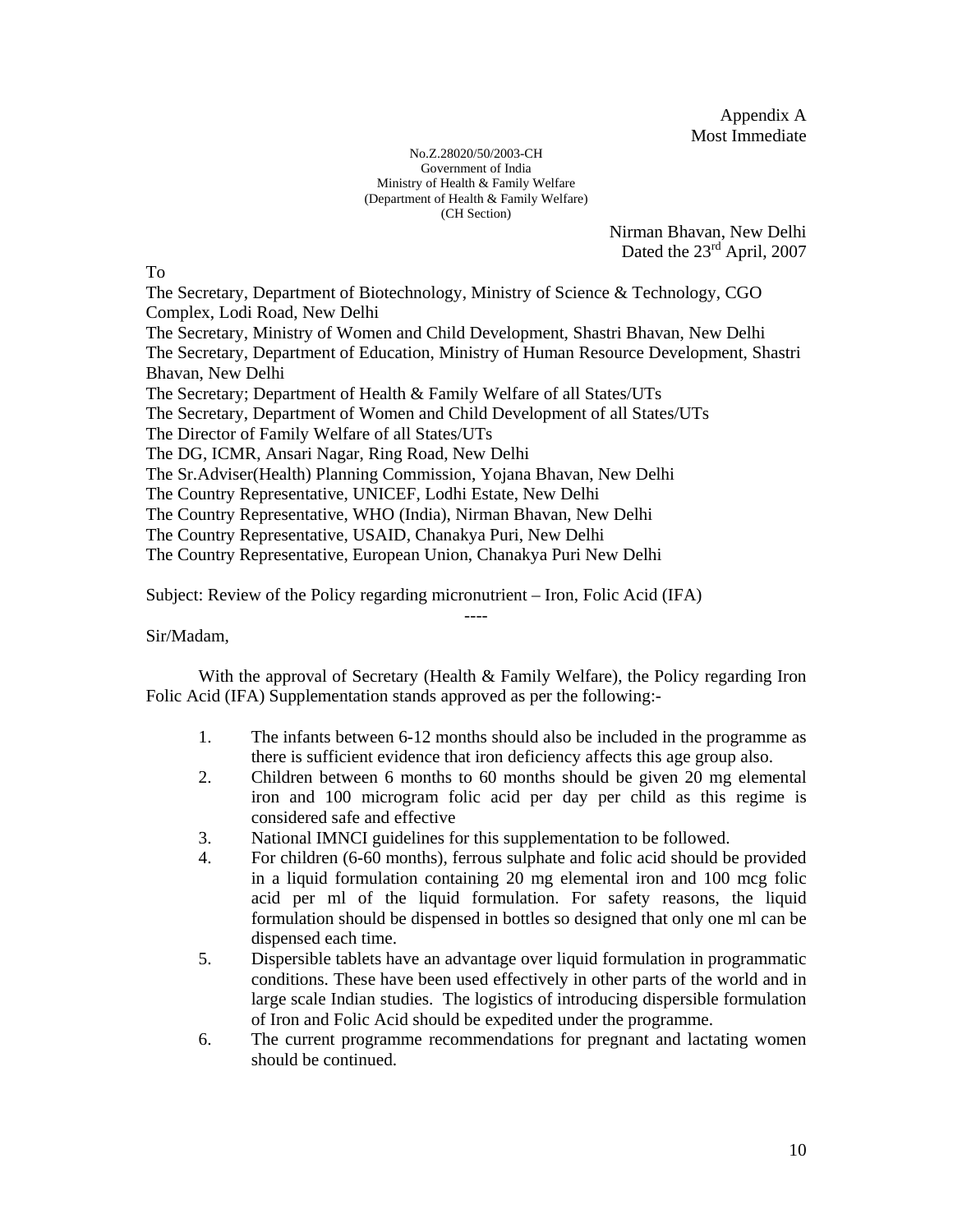Appendix A
Most Immediate

No.Z.28020/50/2003-CH
Government of India
Ministry of Health & Family Welfare
(Department of Health & Family Welfare)
(CH Section)

Nirman Bhavan, New Delhi
Dated the 23rd April, 2007

To

The Secretary, Department of Biotechnology, Ministry of Science & Technology, CGO Complex, Lodi Road, New Delhi
The Secretary, Ministry of Women and Child Development, Shastri Bhavan, New Delhi
The Secretary, Department of Education, Ministry of Human Resource Development, Shastri Bhavan, New Delhi
The Secretary; Department of Health & Family Welfare of all States/UTs
The Secretary, Department of Women and Child Development of all States/UTs
The Director of Family Welfare of all States/UTs
The DG, ICMR, Ansari Nagar, Ring Road, New Delhi
The Sr.Adviser(Health) Planning Commission, Yojana Bhavan, New Delhi
The Country Representative, UNICEF, Lodhi Estate, New Delhi
The Country Representative, WHO (India), Nirman Bhavan, New Delhi
The Country Representative, USAID, Chanakya Puri, New Delhi
The Country Representative, European Union, Chanakya Puri New Delhi

Subject: Review of the Policy regarding micronutrient – Iron, Folic Acid (IFA)

----

Sir/Madam,

With the approval of Secretary (Health & Family Welfare), the Policy regarding Iron Folic Acid (IFA) Supplementation stands approved as per the following:-

1. The infants between 6-12 months should also be included in the programme as there is sufficient evidence that iron deficiency affects this age group also.
2. Children between 6 months to 60 months should be given 20 mg elemental iron and 100 microgram folic acid per day per child as this regime is considered safe and effective
3. National IMNCI guidelines for this supplementation to be followed.
4. For children (6-60 months), ferrous sulphate and folic acid should be provided in a liquid formulation containing 20 mg elemental iron and 100 mcg folic acid per ml of the liquid formulation. For safety reasons, the liquid formulation should be dispensed in bottles so designed that only one ml can be dispensed each time.
5. Dispersible tablets have an advantage over liquid formulation in programmatic conditions. These have been used effectively in other parts of the world and in large scale Indian studies. The logistics of introducing dispersible formulation of Iron and Folic Acid should be expedited under the programme.
6. The current programme recommendations for pregnant and lactating women should be continued.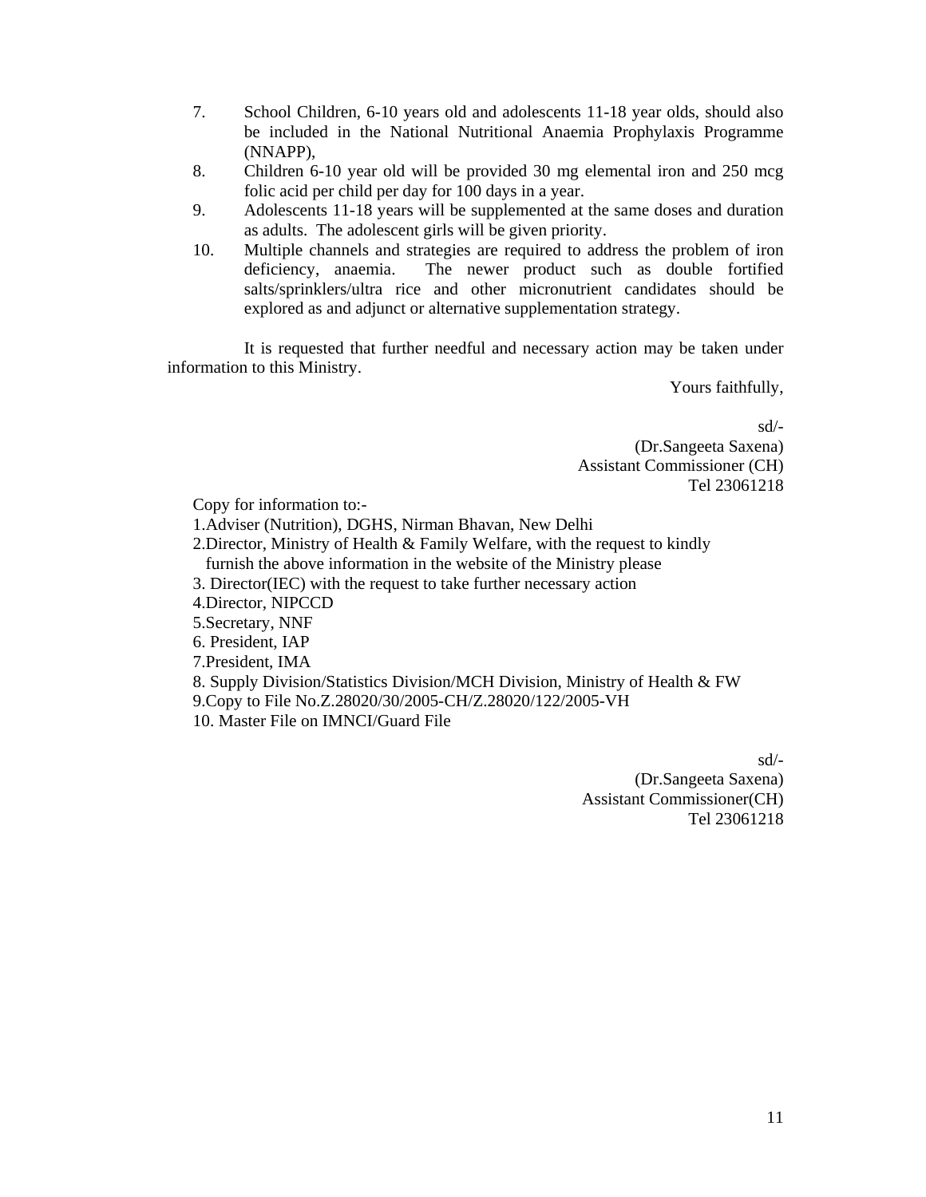7. School Children, 6-10 years old and adolescents 11-18 year olds, should also be included in the National Nutritional Anaemia Prophylaxis Programme (NNAPP),
8. Children 6-10 year old will be provided 30 mg elemental iron and 250 mcg folic acid per child per day for 100 days in a year.
9. Adolescents 11-18 years will be supplemented at the same doses and duration as adults. The adolescent girls will be given priority.
10. Multiple channels and strategies are required to address the problem of iron deficiency, anaemia. The newer product such as double fortified salts/sprinklers/ultra rice and other micronutrient candidates should be explored as and adjunct or alternative supplementation strategy.

It is requested that further needful and necessary action may be taken under information to this Ministry.

Yours faithfully,

sd/-
(Dr.Sangeeta Saxena)
Assistant Commissioner (CH)
Tel 23061218

Copy for information to:-

1.Adviser (Nutrition), DGHS, Nirman Bhavan, New Delhi
2.Director, Ministry of Health & Family Welfare, with the request to kindly furnish the above information in the website of the Ministry please
3. Director(IEC) with the request to take further necessary action
4.Director, NIPCCD
5.Secretary, NNF
6. President, IAP
7.President, IMA
8. Supply Division/Statistics Division/MCH Division, Ministry of Health & FW
9.Copy to File No.Z.28020/30/2005-CH/Z.28020/122/2005-VH
10. Master File on IMNCI/Guard File

sd/-
(Dr.Sangeeta Saxena)
Assistant Commissioner(CH)
Tel 23061218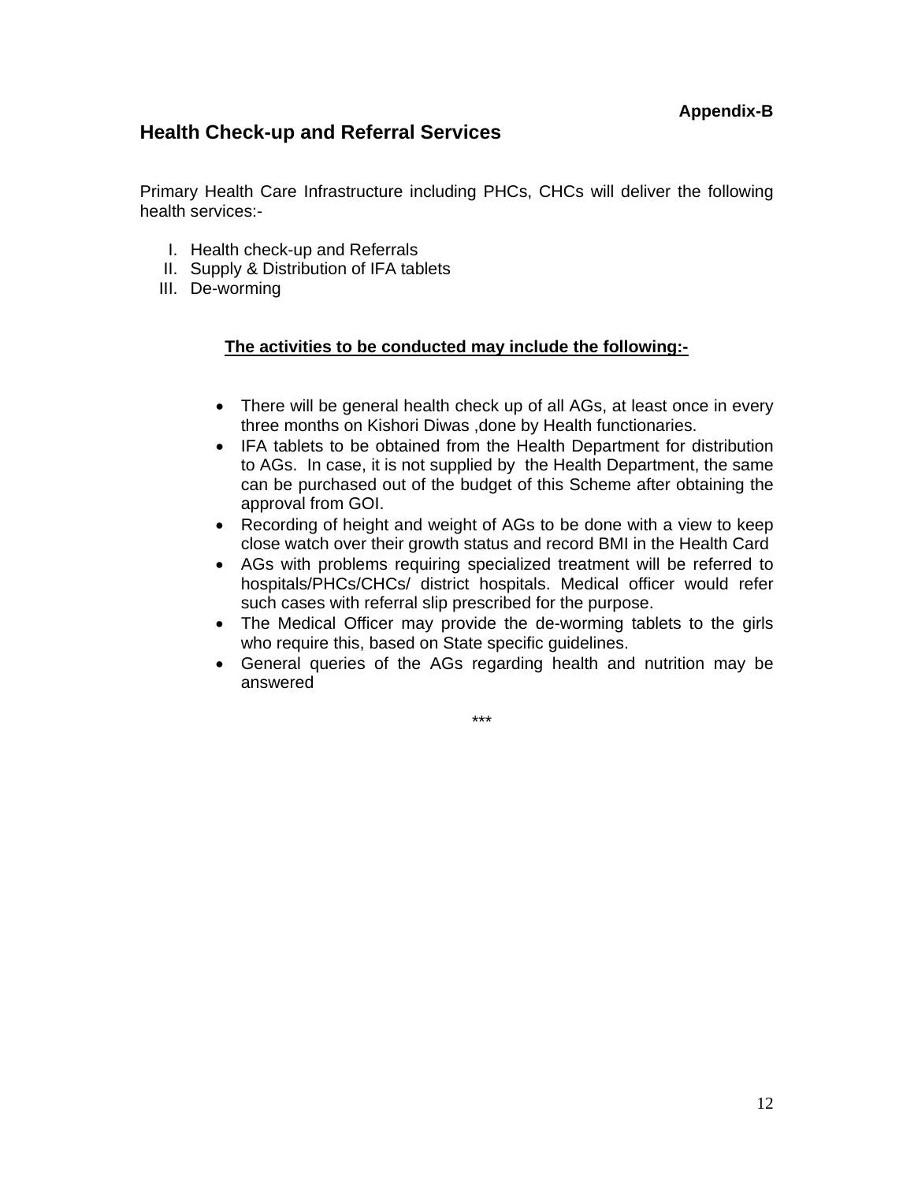**Appendix-B**

## Health Check-up and Referral Services

Primary Health Care Infrastructure including PHCs, CHCs will deliver the following health services:-

I. Health check-up and Referrals
II. Supply & Distribution of IFA tablets
III. De-worming

**<u>The activities to be conducted may include the following:-</u>**

- There will be general health check up of all AGs, at least once in every three months on Kishori Diwas ,done by Health functionaries.
- IFA tablets to be obtained from the Health Department for distribution to AGs. In case, it is not supplied by the Health Department, the same can be purchased out of the budget of this Scheme after obtaining the approval from GOI.
- Recording of height and weight of AGs to be done with a view to keep close watch over their growth status and record BMI in the Health Card
- AGs with problems requiring specialized treatment will be referred to hospitals/PHCs/CHCs/ district hospitals. Medical officer would refer such cases with referral slip prescribed for the purpose.
- The Medical Officer may provide the de-worming tablets to the girls who require this, based on State specific guidelines.
- General queries of the AGs regarding health and nutrition may be answered

***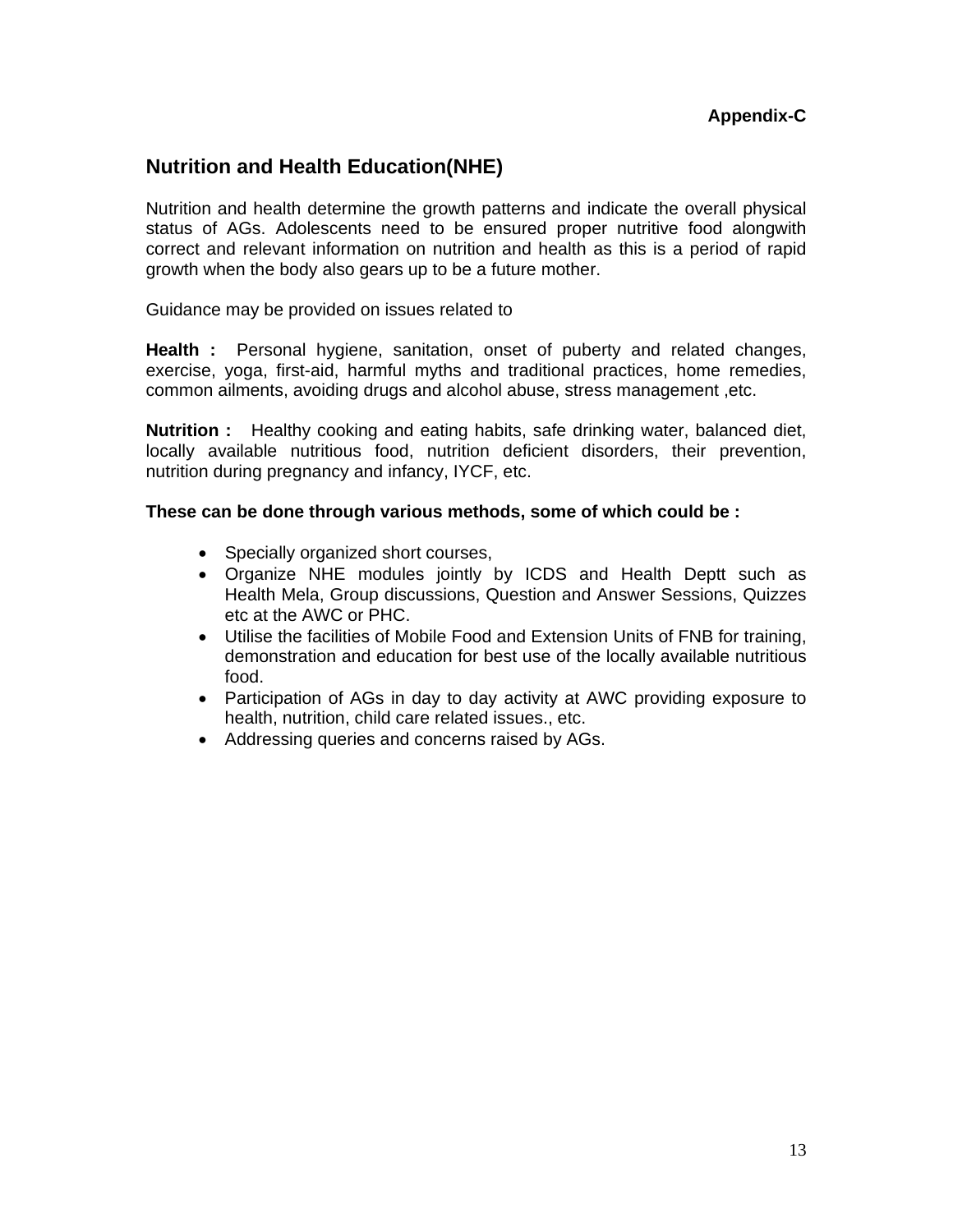**Appendix-C**

## Nutrition and Health Education(NHE)

Nutrition and health determine the growth patterns and indicate the overall physical status of AGs. Adolescents need to be ensured proper nutritive food alongwith correct and relevant information on nutrition and health as this is a period of rapid growth when the body also gears up to be a future mother.

Guidance may be provided on issues related to

**Health :** Personal hygiene, sanitation, onset of puberty and related changes, exercise, yoga, first-aid, harmful myths and traditional practices, home remedies, common ailments, avoiding drugs and alcohol abuse, stress management ,etc.

**Nutrition :** Healthy cooking and eating habits, safe drinking water, balanced diet, locally available nutritious food, nutrition deficient disorders, their prevention, nutrition during pregnancy and infancy, IYCF, etc.

**These can be done through various methods, some of which could be :**

- Specially organized short courses,
- Organize NHE modules jointly by ICDS and Health Deptt such as Health Mela, Group discussions, Question and Answer Sessions, Quizzes etc at the AWC or PHC.
- Utilise the facilities of Mobile Food and Extension Units of FNB for training, demonstration and education for best use of the locally available nutritious food.
- Participation of AGs in day to day activity at AWC providing exposure to health, nutrition, child care related issues., etc.
- Addressing queries and concerns raised by AGs.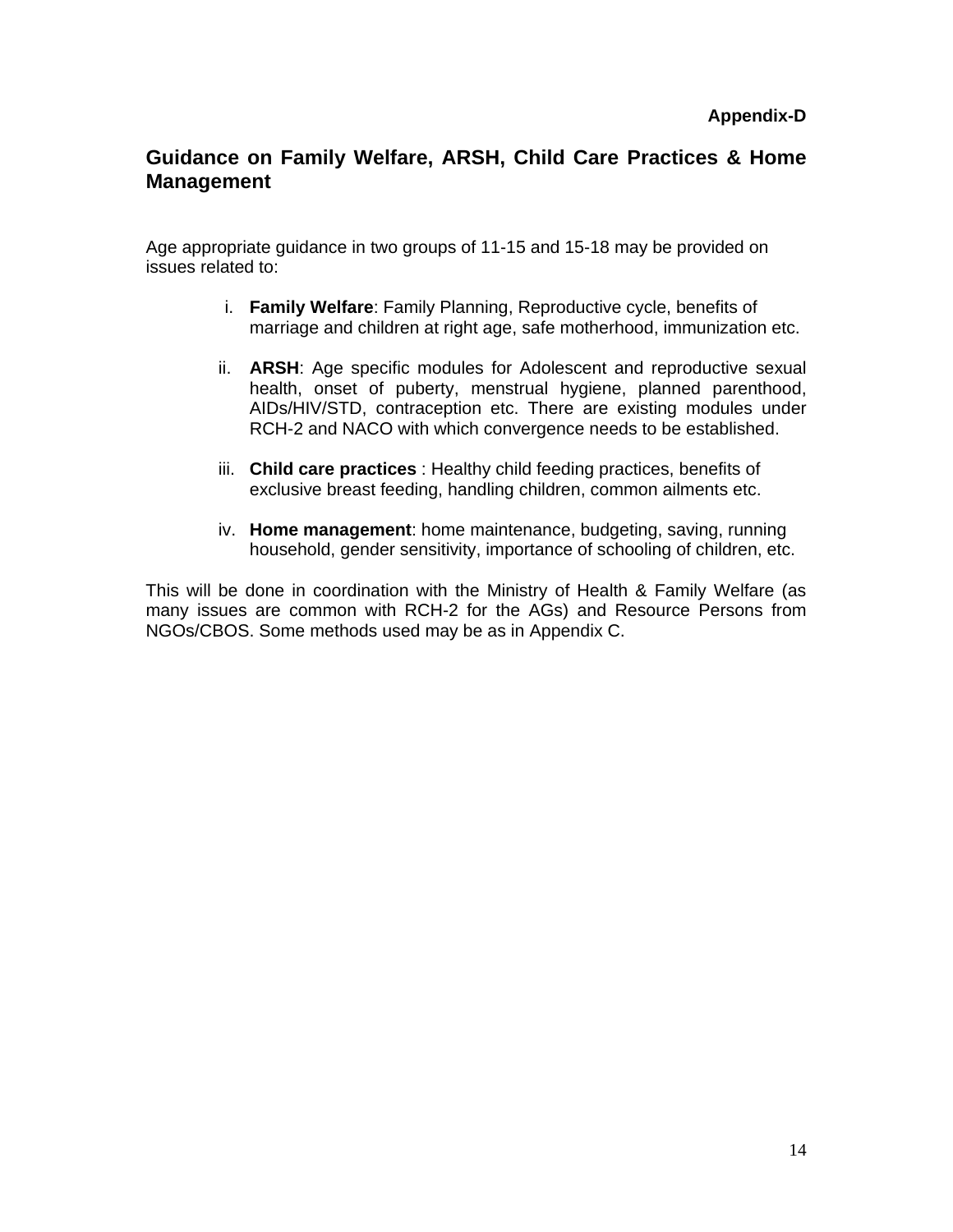**Appendix-D**

## Guidance on Family Welfare, ARSH, Child Care Practices & Home Management

Age appropriate guidance in two groups of 11-15 and 15-18 may be provided on issues related to:

i. **Family Welfare**: Family Planning, Reproductive cycle, benefits of marriage and children at right age, safe motherhood, immunization etc.

ii. **ARSH**: Age specific modules for Adolescent and reproductive sexual health, onset of puberty, menstrual hygiene, planned parenthood, AIDs/HIV/STD, contraception etc. There are existing modules under RCH-2 and NACO with which convergence needs to be established.

iii. **Child care practices** : Healthy child feeding practices, benefits of exclusive breast feeding, handling children, common ailments etc.

iv. **Home management**: home maintenance, budgeting, saving, running household, gender sensitivity, importance of schooling of children, etc.

This will be done in coordination with the Ministry of Health & Family Welfare (as many issues are common with RCH-2 for the AGs) and Resource Persons from NGOs/CBOS. Some methods used may be as in Appendix C.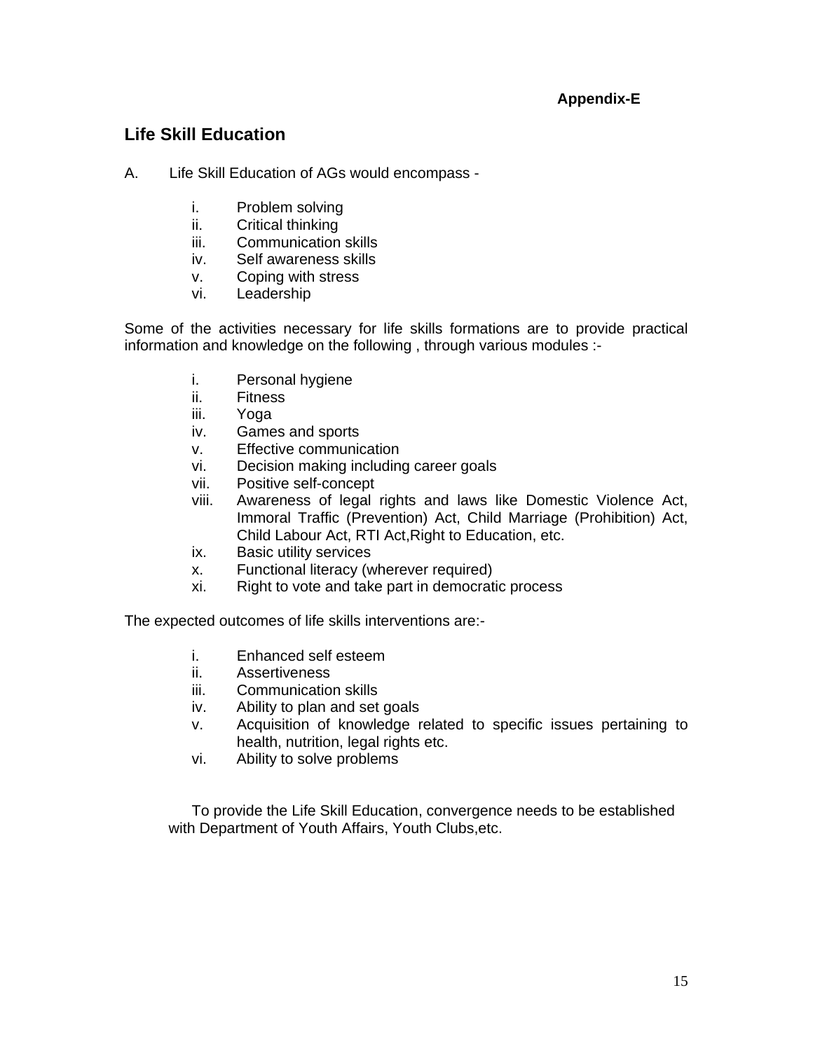**Appendix-E**

## Life Skill Education

A. Life Skill Education of AGs would encompass -

i. Problem solving
ii. Critical thinking
iii. Communication skills
iv. Self awareness skills
v. Coping with stress
vi. Leadership

Some of the activities necessary for life skills formations are to provide practical information and knowledge on the following , through various modules :-

i. Personal hygiene
ii. Fitness
iii. Yoga
iv. Games and sports
v. Effective communication
vi. Decision making including career goals
vii. Positive self-concept
viii. Awareness of legal rights and laws like Domestic Violence Act, Immoral Traffic (Prevention) Act, Child Marriage (Prohibition) Act, Child Labour Act, RTI Act,Right to Education, etc.
ix. Basic utility services
x. Functional literacy (wherever required)
xi. Right to vote and take part in democratic process

The expected outcomes of life skills interventions are:-

i. Enhanced self esteem
ii. Assertiveness
iii. Communication skills
iv. Ability to plan and set goals
v. Acquisition of knowledge related to specific issues pertaining to health, nutrition, legal rights etc.
vi. Ability to solve problems

To provide the Life Skill Education, convergence needs to be established with Department of Youth Affairs, Youth Clubs,etc.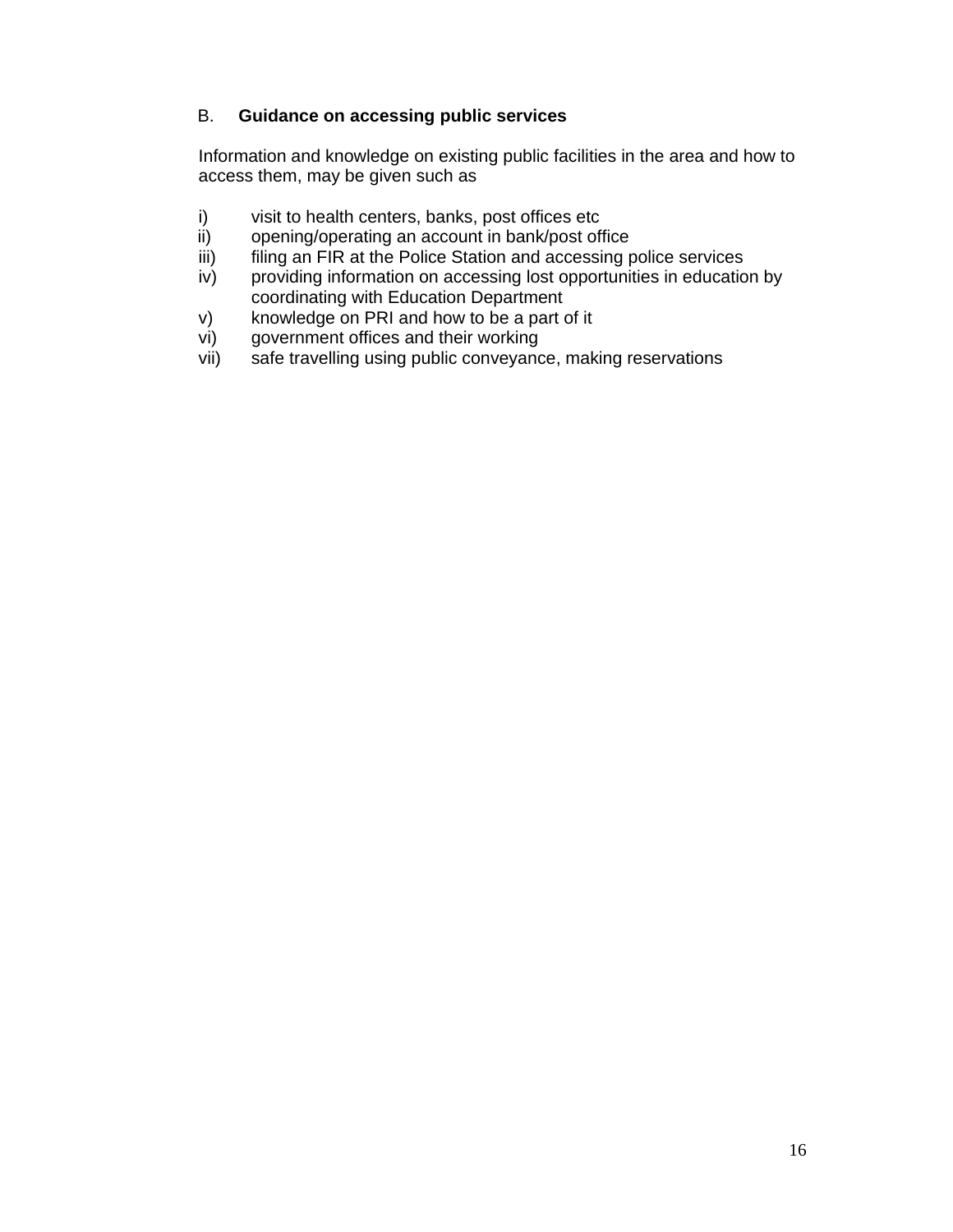### B. **Guidance on accessing public services**

Information and knowledge on existing public facilities in the area and how to access them, may be given such as

i) visit to health centers, banks, post offices etc
ii) opening/operating an account in bank/post office
iii) filing an FIR at the Police Station and accessing police services
iv) providing information on accessing lost opportunities in education by coordinating with Education Department
v) knowledge on PRI and how to be a part of it
vi) government offices and their working
vii) safe travelling using public conveyance, making reservations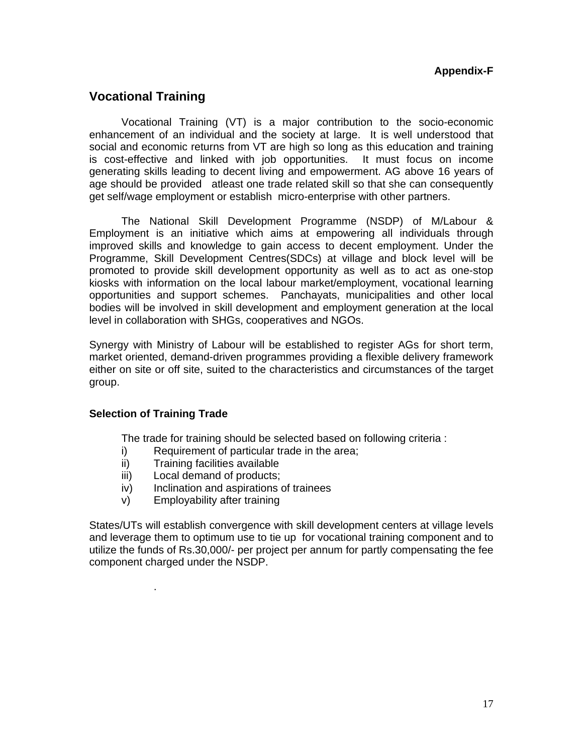**Appendix-F**

## Vocational Training

Vocational Training (VT) is a major contribution to the socio-economic enhancement of an individual and the society at large. It is well understood that social and economic returns from VT are high so long as this education and training is cost-effective and linked with job opportunities. It must focus on income generating skills leading to decent living and empowerment. AG above 16 years of age should be provided atleast one trade related skill so that she can consequently get self/wage employment or establish micro-enterprise with other partners.

The National Skill Development Programme (NSDP) of M/Labour & Employment is an initiative which aims at empowering all individuals through improved skills and knowledge to gain access to decent employment. Under the Programme, Skill Development Centres(SDCs) at village and block level will be promoted to provide skill development opportunity as well as to act as one-stop kiosks with information on the local labour market/employment, vocational learning opportunities and support schemes. Panchayats, municipalities and other local bodies will be involved in skill development and employment generation at the local level in collaboration with SHGs, cooperatives and NGOs.

Synergy with Ministry of Labour will be established to register AGs for short term, market oriented, demand-driven programmes providing a flexible delivery framework either on site or off site, suited to the characteristics and circumstances of the target group.

### Selection of Training Trade

The trade for training should be selected based on following criteria :

i) Requirement of particular trade in the area;
ii) Training facilities available
iii) Local demand of products;
iv) Inclination and aspirations of trainees
v) Employability after training

States/UTs will establish convergence with skill development centers at village levels and leverage them to optimum use to tie up for vocational training component and to utilize the funds of Rs.30,000/- per project per annum for partly compensating the fee component charged under the NSDP.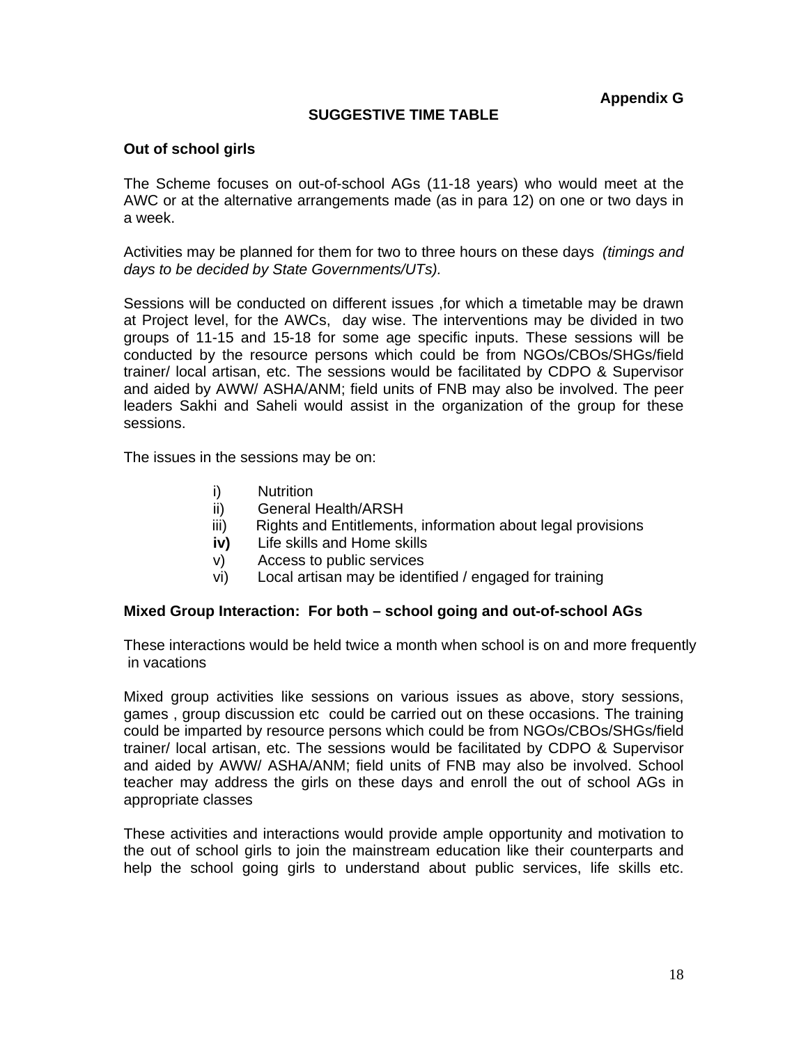**Appendix G**

## SUGGESTIVE TIME TABLE

**Out of school girls**

The Scheme focuses on out-of-school AGs (11-18 years) who would meet at the AWC or at the alternative arrangements made (as in para 12) on one or two days in a week.

Activities may be planned for them for two to three hours on these days *(timings and days to be decided by State Governments/UTs).*

Sessions will be conducted on different issues ,for which a timetable may be drawn at Project level, for the AWCs, day wise. The interventions may be divided in two groups of 11-15 and 15-18 for some age specific inputs. These sessions will be conducted by the resource persons which could be from NGOs/CBOs/SHGs/field trainer/ local artisan, etc. The sessions would be facilitated by CDPO & Supervisor and aided by AWW/ ASHA/ANM; field units of FNB may also be involved. The peer leaders Sakhi and Saheli would assist in the organization of the group for these sessions.

The issues in the sessions may be on:

i) Nutrition
ii) General Health/ARSH
iii) Rights and Entitlements, information about legal provisions
**iv)** Life skills and Home skills
v) Access to public services
vi) Local artisan may be identified / engaged for training

**Mixed Group Interaction: For both – school going and out-of-school AGs**

These interactions would be held twice a month when school is on and more frequently in vacations

Mixed group activities like sessions on various issues as above, story sessions, games , group discussion etc could be carried out on these occasions. The training could be imparted by resource persons which could be from NGOs/CBOs/SHGs/field trainer/ local artisan, etc. The sessions would be facilitated by CDPO & Supervisor and aided by AWW/ ASHA/ANM; field units of FNB may also be involved. School teacher may address the girls on these days and enroll the out of school AGs in appropriate classes

These activities and interactions would provide ample opportunity and motivation to the out of school girls to join the mainstream education like their counterparts and help the school going girls to understand about public services, life skills etc.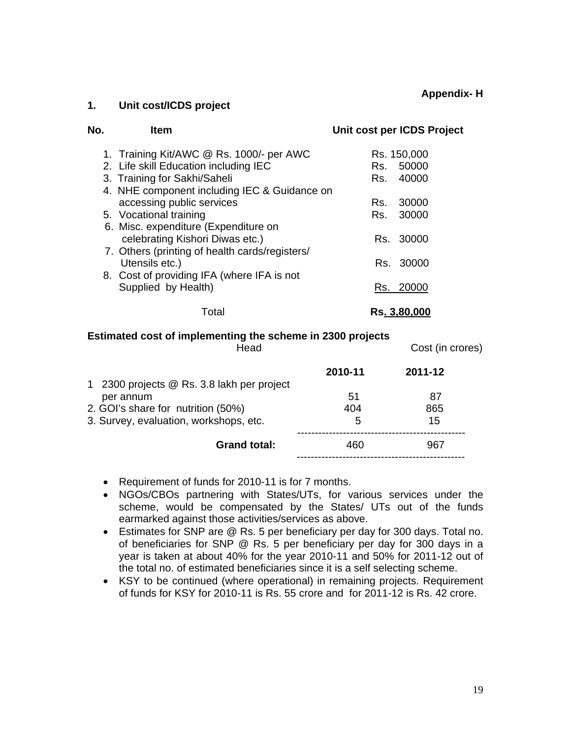**Appendix- H**

**1. Unit cost/ICDS project**

| No. | Item | Unit cost per ICDS Project |
|---|---|---|
| 1. | Training Kit/AWC @ Rs. 1000/- per AWC | Rs. 150,000 |
| 2. | Life skill Education including IEC | Rs. 50000 |
| 3. | Training for Sakhi/Saheli | Rs. 40000 |
| 4. | NHE component including IEC & Guidance on accessing public services | Rs. 30000 |
| 5. | Vocational training | Rs. 30000 |
| 6. | Misc. expenditure (Expenditure on celebrating Kishori Diwas etc.) | Rs. 30000 |
| 7. | Others (printing of health cards/registers/ Utensils etc.) | Rs. 30000 |
| 8. | Cost of providing IFA (where IFA is not Supplied by Health) | Rs. 20000 |
| | Total | **Rs. 3,80,000** |

**Estimated cost of implementing the scheme in 2300 projects**

Cost (in crores)

| Head | 2010-11 | 2011-12 |
|---|---|---|
| 1 2300 projects @ Rs. 3.8 lakh per project per annum | 51 | 87 |
| 2. GOI's share for nutrition (50%) | 404 | 865 |
| 3. Survey, evaluation, workshops, etc. | 5 | 15 |
| **Grand total:** | 460 | 967 |

- Requirement of funds for 2010-11 is for 7 months.
- NGOs/CBOs partnering with States/UTs, for various services under the scheme, would be compensated by the States/ UTs out of the funds earmarked against those activities/services as above.
- Estimates for SNP are @ Rs. 5 per beneficiary per day for 300 days. Total no. of beneficiaries for SNP @ Rs. 5 per beneficiary per day for 300 days in a year is taken at about 40% for the year 2010-11 and 50% for 2011-12 out of the total no. of estimated beneficiaries since it is a self selecting scheme.
- KSY to be continued (where operational) in remaining projects. Requirement of funds for KSY for 2010-11 is Rs. 55 crore and for 2011-12 is Rs. 42 crore.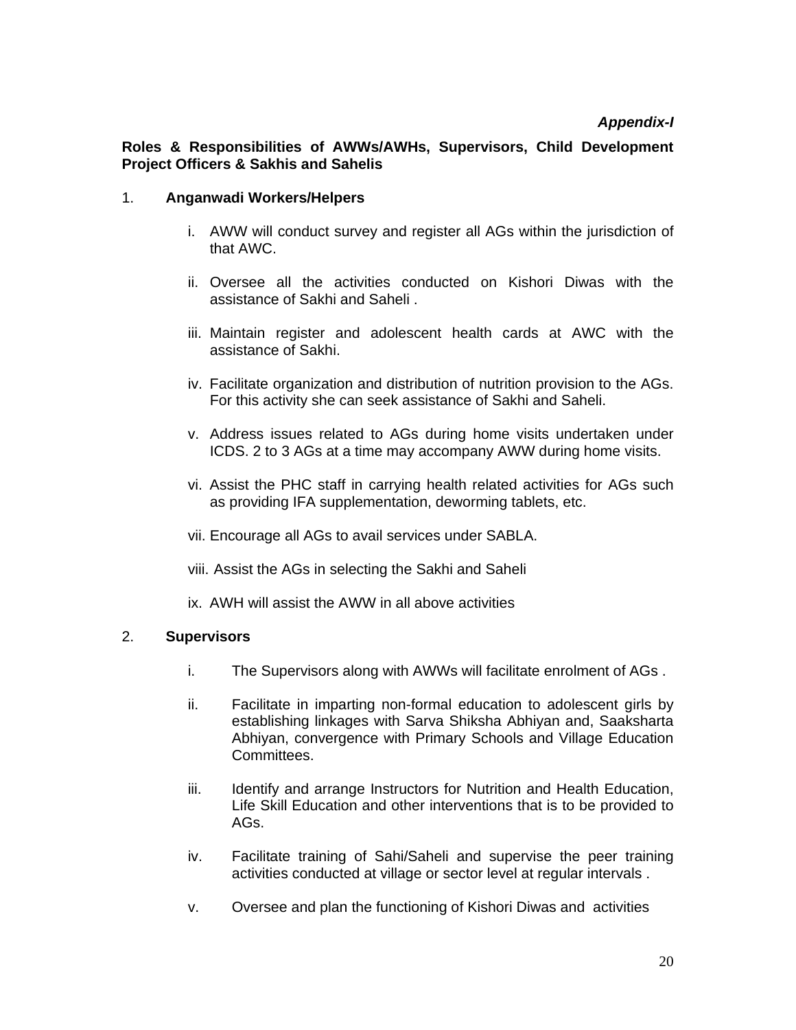***Appendix-I***

**Roles & Responsibilities of AWWs/AWHs, Supervisors, Child Development Project Officers & Sakhis and Sahelis**

1. **Anganwadi Workers/Helpers**

   i. AWW will conduct survey and register all AGs within the jurisdiction of that AWC.

   ii. Oversee all the activities conducted on Kishori Diwas with the assistance of Sakhi and Saheli .

   iii. Maintain register and adolescent health cards at AWC with the assistance of Sakhi.

   iv. Facilitate organization and distribution of nutrition provision to the AGs. For this activity she can seek assistance of Sakhi and Saheli.

   v. Address issues related to AGs during home visits undertaken under ICDS. 2 to 3 AGs at a time may accompany AWW during home visits.

   vi. Assist the PHC staff in carrying health related activities for AGs such as providing IFA supplementation, deworming tablets, etc.

   vii. Encourage all AGs to avail services under SABLA.

   viii. Assist the AGs in selecting the Sakhi and Saheli

   ix. AWH will assist the AWW in all above activities

2. **Supervisors**

   i. The Supervisors along with AWWs will facilitate enrolment of AGs .

   ii. Facilitate in imparting non-formal education to adolescent girls by establishing linkages with Sarva Shiksha Abhiyan and, Saaksharta Abhiyan, convergence with Primary Schools and Village Education Committees.

   iii. Identify and arrange Instructors for Nutrition and Health Education, Life Skill Education and other interventions that is to be provided to AGs.

   iv. Facilitate training of Sahi/Saheli and supervise the peer training activities conducted at village or sector level at regular intervals .

   v. Oversee and plan the functioning of Kishori Diwas and activities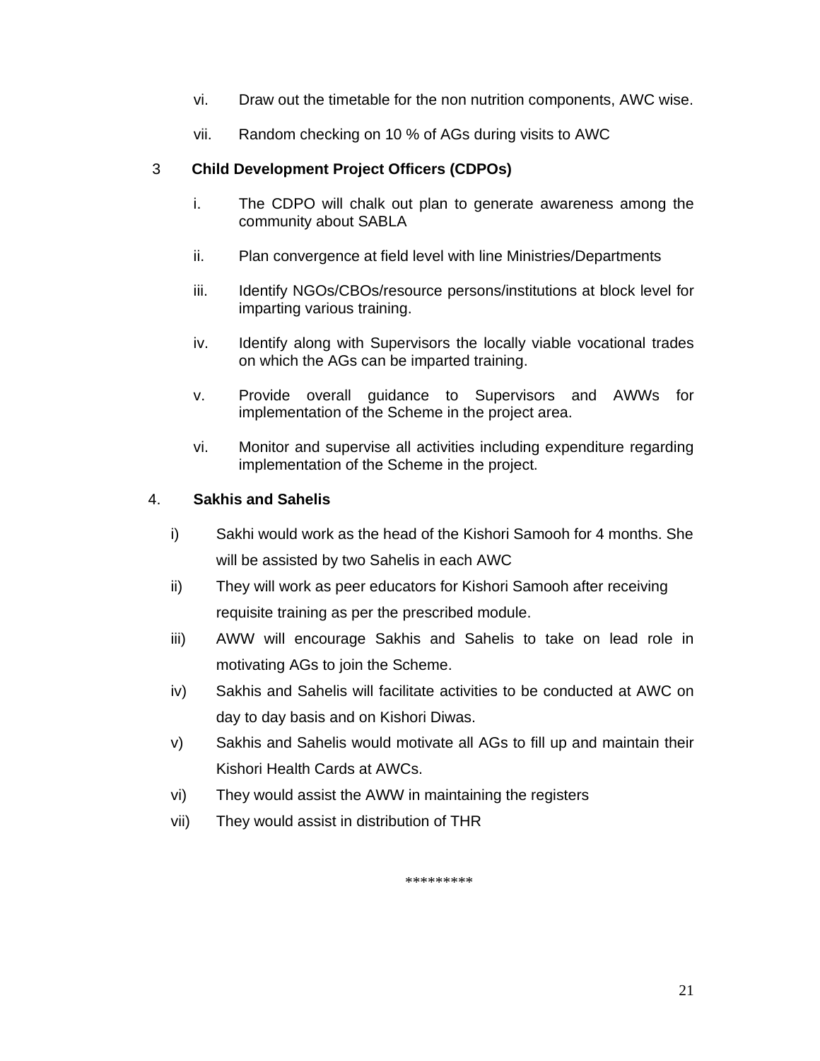vi. Draw out the timetable for the non nutrition components, AWC wise.

vii. Random checking on 10 % of AGs during visits to AWC

3 **Child Development Project Officers (CDPOs)**

i. The CDPO will chalk out plan to generate awareness among the community about SABLA

ii. Plan convergence at field level with line Ministries/Departments

iii. Identify NGOs/CBOs/resource persons/institutions at block level for imparting various training.

iv. Identify along with Supervisors the locally viable vocational trades on which the AGs can be imparted training.

v. Provide overall guidance to Supervisors and AWWs for implementation of the Scheme in the project area.

vi. Monitor and supervise all activities including expenditure regarding implementation of the Scheme in the project.

4. **Sakhis and Sahelis**

i) Sakhi would work as the head of the Kishori Samooh for 4 months. She will be assisted by two Sahelis in each AWC

ii) They will work as peer educators for Kishori Samooh after receiving requisite training as per the prescribed module.

iii) AWW will encourage Sakhis and Sahelis to take on lead role in motivating AGs to join the Scheme.

iv) Sakhis and Sahelis will facilitate activities to be conducted at AWC on day to day basis and on Kishori Diwas.

v) Sakhis and Sahelis would motivate all AGs to fill up and maintain their Kishori Health Cards at AWCs.

vi) They would assist the AWW in maintaining the registers

vii) They would assist in distribution of THR

*********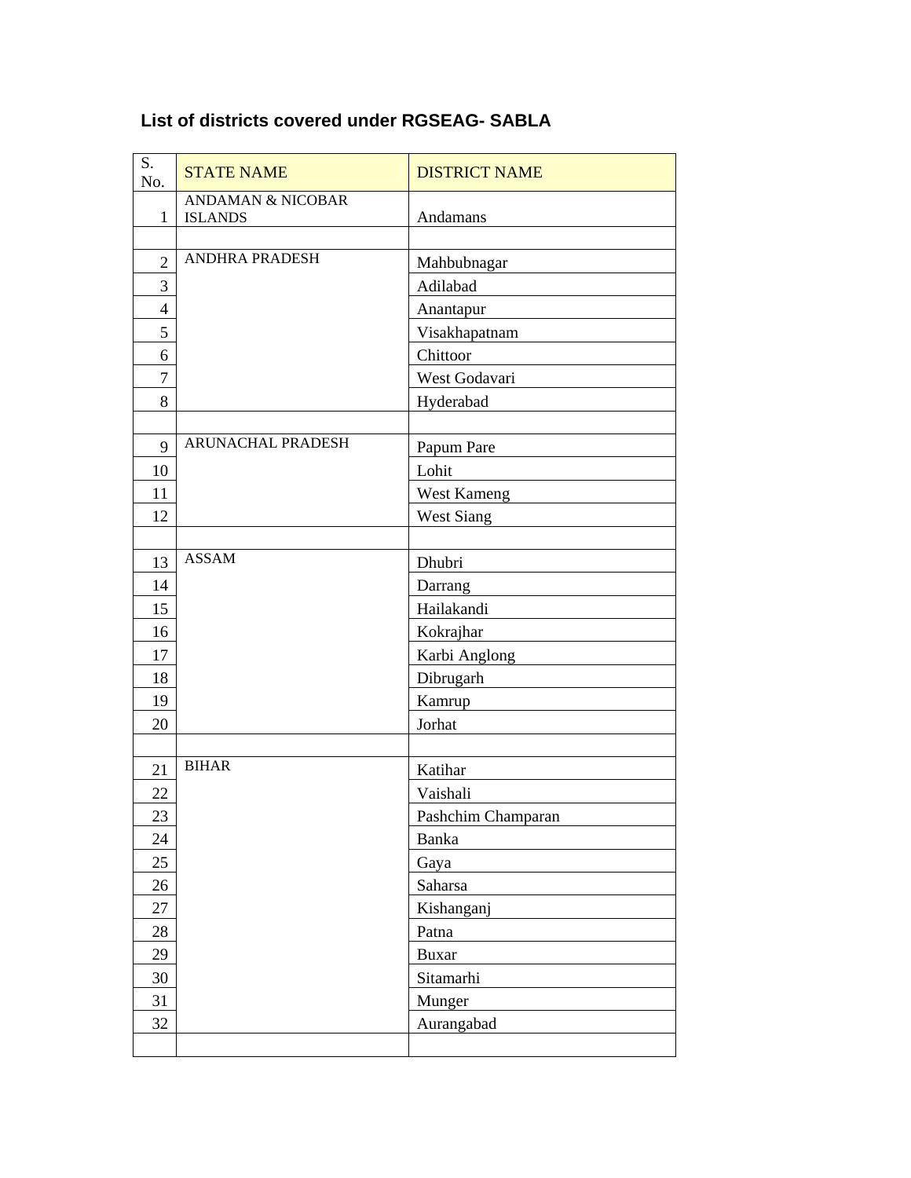## List of districts covered under RGSEAG- SABLA

| S. No. | STATE NAME | DISTRICT NAME |
|---|---|---|
| 1 | ANDAMAN & NICOBAR ISLANDS | Andamans |
| | | |
| 2 | ANDHRA PRADESH | Mahbubnagar |
| 3 | | Adilabad |
| 4 | | Anantapur |
| 5 | | Visakhapatnam |
| 6 | | Chittoor |
| 7 | | West Godavari |
| 8 | | Hyderabad |
| | | |
| 9 | ARUNACHAL PRADESH | Papum Pare |
| 10 | | Lohit |
| 11 | | West Kameng |
| 12 | | West Siang |
| | | |
| 13 | ASSAM | Dhubri |
| 14 | | Darrang |
| 15 | | Hailakandi |
| 16 | | Kokrajhar |
| 17 | | Karbi Anglong |
| 18 | | Dibrugarh |
| 19 | | Kamrup |
| 20 | | Jorhat |
| | | |
| 21 | BIHAR | Katihar |
| 22 | | Vaishali |
| 23 | | Pashchim Champaran |
| 24 | | Banka |
| 25 | | Gaya |
| 26 | | Saharsa |
| 27 | | Kishanganj |
| 28 | | Patna |
| 29 | | Buxar |
| 30 | | Sitamarhi |
| 31 | | Munger |
| 32 | | Aurangabad |
| | | |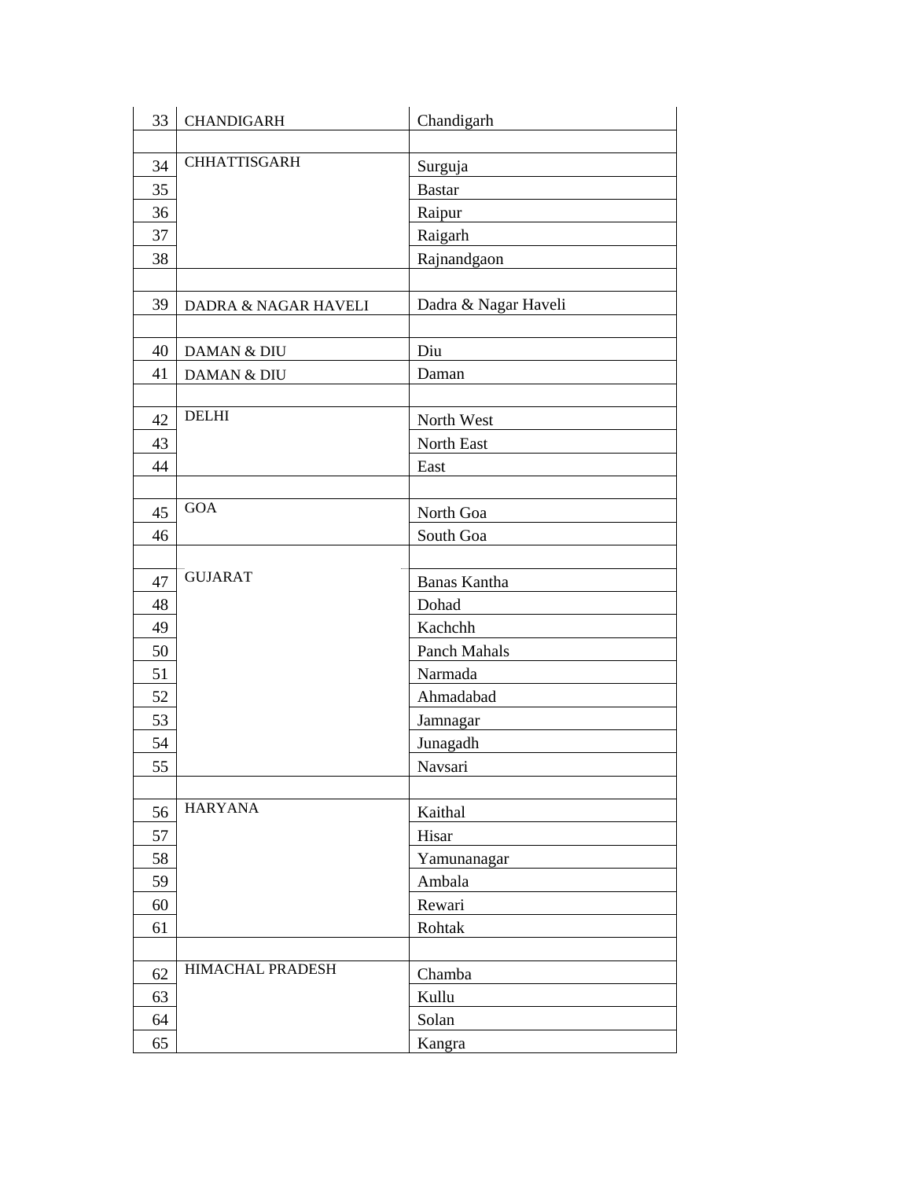| | | |
|---|---|---|
| 33 | CHANDIGARH | Chandigarh |
| | | |
| 34 | CHHATTISGARH | Surguja |
| 35 | | Bastar |
| 36 | | Raipur |
| 37 | | Raigarh |
| 38 | | Rajnandgaon |
| | | |
| 39 | DADRA & NAGAR HAVELI | Dadra & Nagar Haveli |
| | | |
| 40 | DAMAN & DIU | Diu |
| 41 | DAMAN & DIU | Daman |
| | | |
| 42 | DELHI | North West |
| 43 | | North East |
| 44 | | East |
| | | |
| 45 | GOA | North Goa |
| 46 | | South Goa |
| | | |
| 47 | GUJARAT | Banas Kantha |
| 48 | | Dohad |
| 49 | | Kachchh |
| 50 | | Panch Mahals |
| 51 | | Narmada |
| 52 | | Ahmadabad |
| 53 | | Jamnagar |
| 54 | | Junagadh |
| 55 | | Navsari |
| | | |
| 56 | HARYANA | Kaithal |
| 57 | | Hisar |
| 58 | | Yamunanagar |
| 59 | | Ambala |
| 60 | | Rewari |
| 61 | | Rohtak |
| | | |
| 62 | HIMACHAL PRADESH | Chamba |
| 63 | | Kullu |
| 64 | | Solan |
| 65 | | Kangra |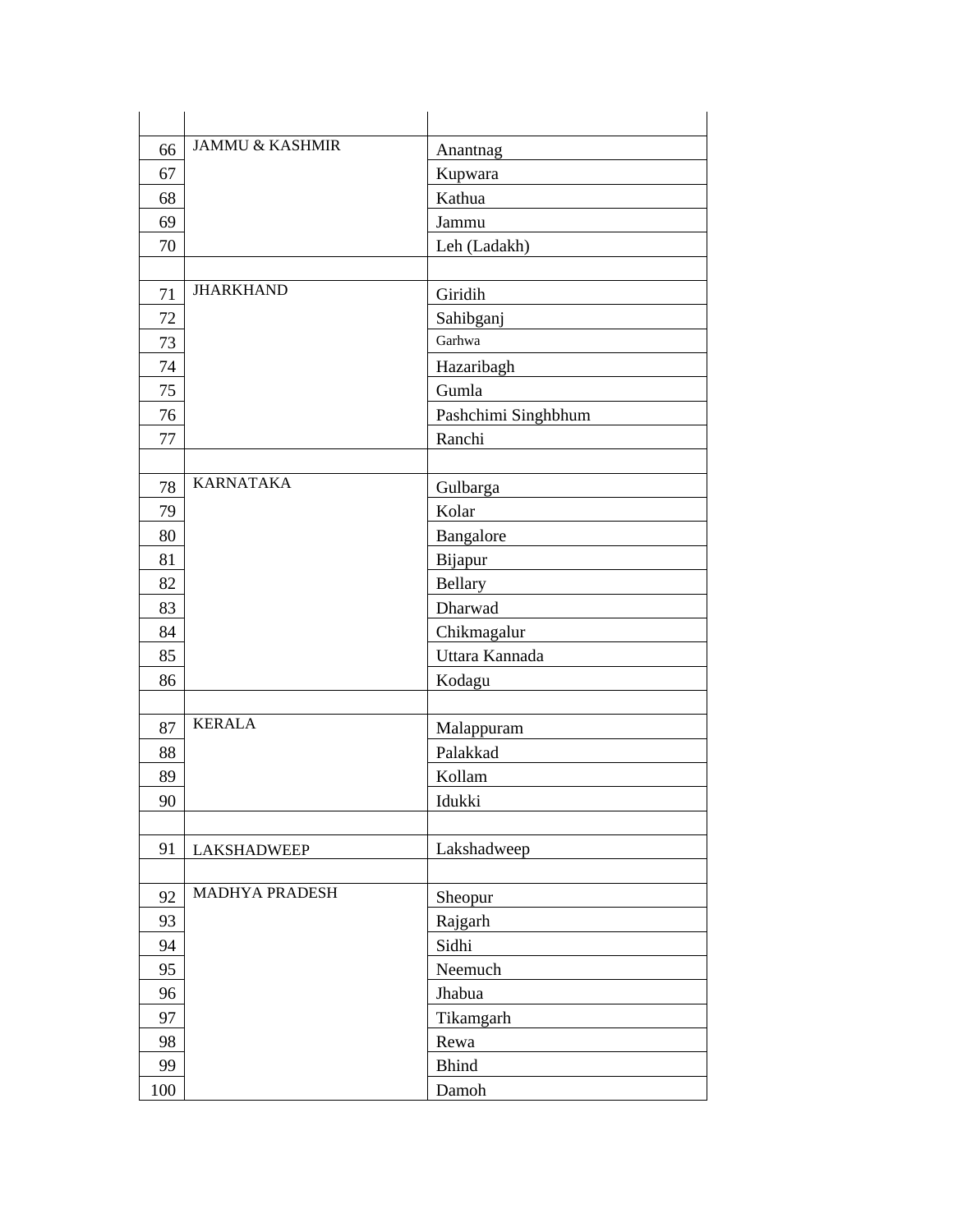| | | |
|---|---|---|
| 66 | JAMMU & KASHMIR | Anantnag |
| 67 | | Kupwara |
| 68 | | Kathua |
| 69 | | Jammu |
| 70 | | Leh (Ladakh) |
| | | |
| 71 | JHARKHAND | Giridih |
| 72 | | Sahibganj |
| 73 | | Garhwa |
| 74 | | Hazaribagh |
| 75 | | Gumla |
| 76 | | Pashchimi Singhbhum |
| 77 | | Ranchi |
| | | |
| 78 | KARNATAKA | Gulbarga |
| 79 | | Kolar |
| 80 | | Bangalore |
| 81 | | Bijapur |
| 82 | | Bellary |
| 83 | | Dharwad |
| 84 | | Chikmagalur |
| 85 | | Uttara Kannada |
| 86 | | Kodagu |
| | | |
| 87 | KERALA | Malappuram |
| 88 | | Palakkad |
| 89 | | Kollam |
| 90 | | Idukki |
| | | |
| 91 | LAKSHADWEEP | Lakshadweep |
| | | |
| 92 | MADHYA PRADESH | Sheopur |
| 93 | | Rajgarh |
| 94 | | Sidhi |
| 95 | | Neemuch |
| 96 | | Jhabua |
| 97 | | Tikamgarh |
| 98 | | Rewa |
| 99 | | Bhind |
| 100 | | Damoh |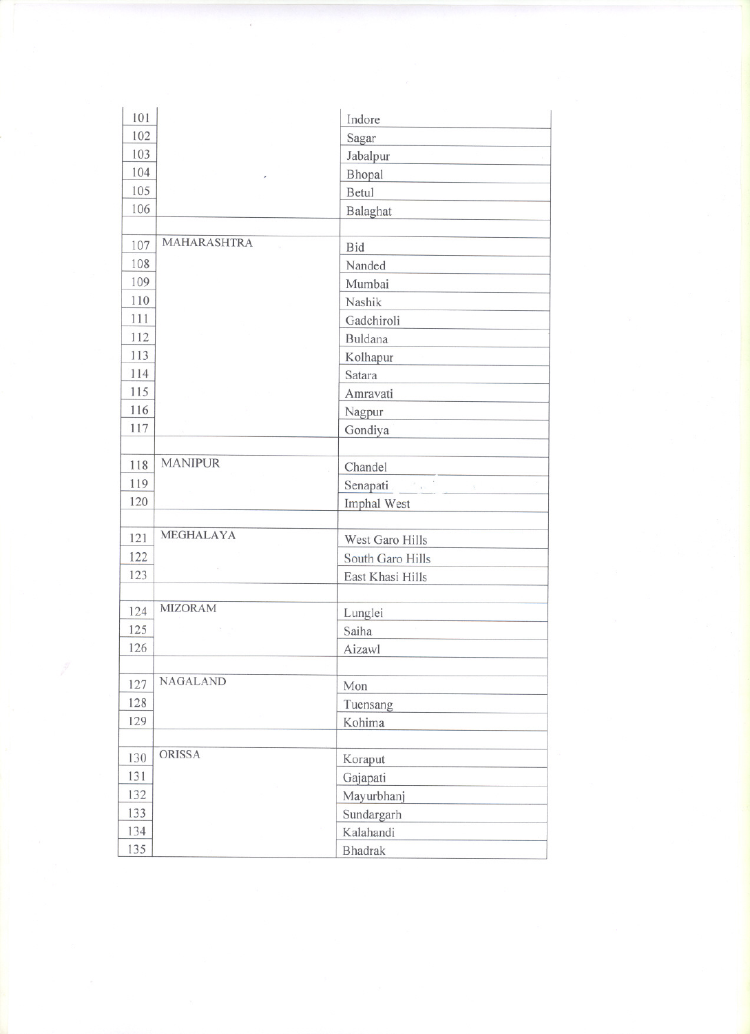| | | |
|---|---|---|
| 101 | | Indore |
| 102 | | Sagar |
| 103 | | Jabalpur |
| 104 | | Bhopal |
| 105 | | Betul |
| 106 | | Balaghat |
| | | |
| 107 | MAHARASHTRA | Bid |
| 108 | | Nanded |
| 109 | | Mumbai |
| 110 | | Nashik |
| 111 | | Gadchiroli |
| 112 | | Buldana |
| 113 | | Kolhapur |
| 114 | | Satara |
| 115 | | Amravati |
| 116 | | Nagpur |
| 117 | | Gondiya |
| | | |
| 118 | MANIPUR | Chandel |
| 119 | | Senapati |
| 120 | | Imphal West |
| | | |
| 121 | MEGHALAYA | West Garo Hills |
| 122 | | South Garo Hills |
| 123 | | East Khasi Hills |
| | | |
| 124 | MIZORAM | Lunglei |
| 125 | | Saiha |
| 126 | | Aizawl |
| | | |
| 127 | NAGALAND | Mon |
| 128 | | Tuensang |
| 129 | | Kohima |
| | | |
| 130 | ORISSA | Koraput |
| 131 | | Gajapati |
| 132 | | Mayurbhanj |
| 133 | | Sundargarh |
| 134 | | Kalahandi |
| 135 | | Bhadrak |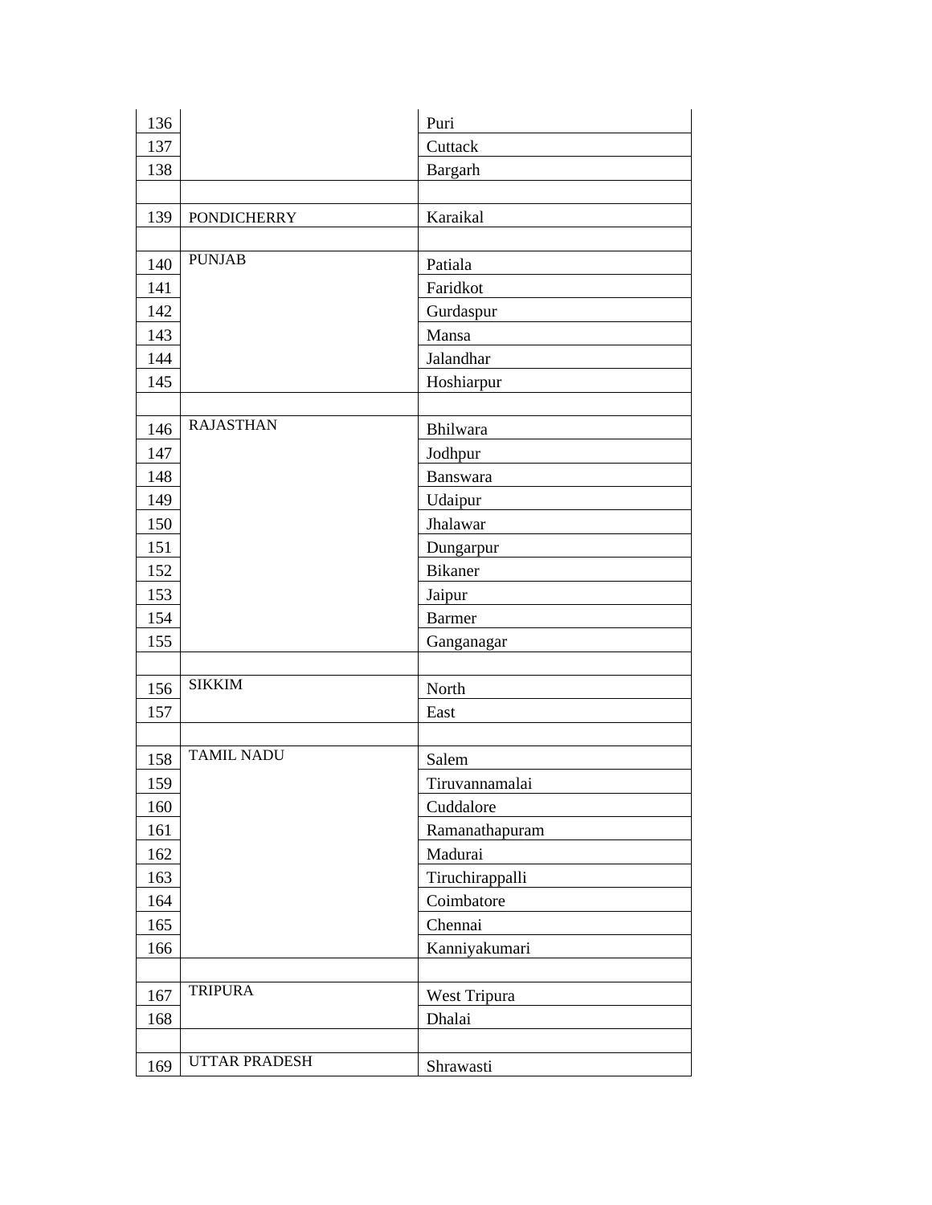| | | |
|---|---|---|
| 136 | | Puri |
| 137 | | Cuttack |
| 138 | | Bargarh |
| | | |
| 139 | PONDICHERRY | Karaikal |
| | | |
| 140 | PUNJAB | Patiala |
| 141 | | Faridkot |
| 142 | | Gurdaspur |
| 143 | | Mansa |
| 144 | | Jalandhar |
| 145 | | Hoshiarpur |
| | | |
| 146 | RAJASTHAN | Bhilwara |
| 147 | | Jodhpur |
| 148 | | Banswara |
| 149 | | Udaipur |
| 150 | | Jhalawar |
| 151 | | Dungarpur |
| 152 | | Bikaner |
| 153 | | Jaipur |
| 154 | | Barmer |
| 155 | | Ganganagar |
| | | |
| 156 | SIKKIM | North |
| 157 | | East |
| | | |
| 158 | TAMIL NADU | Salem |
| 159 | | Tiruvannamalai |
| 160 | | Cuddalore |
| 161 | | Ramanathapuram |
| 162 | | Madurai |
| 163 | | Tiruchirappalli |
| 164 | | Coimbatore |
| 165 | | Chennai |
| 166 | | Kanniyakumari |
| | | |
| 167 | TRIPURA | West Tripura |
| 168 | | Dhalai |
| | | |
| 169 | UTTAR PRADESH | Shrawasti |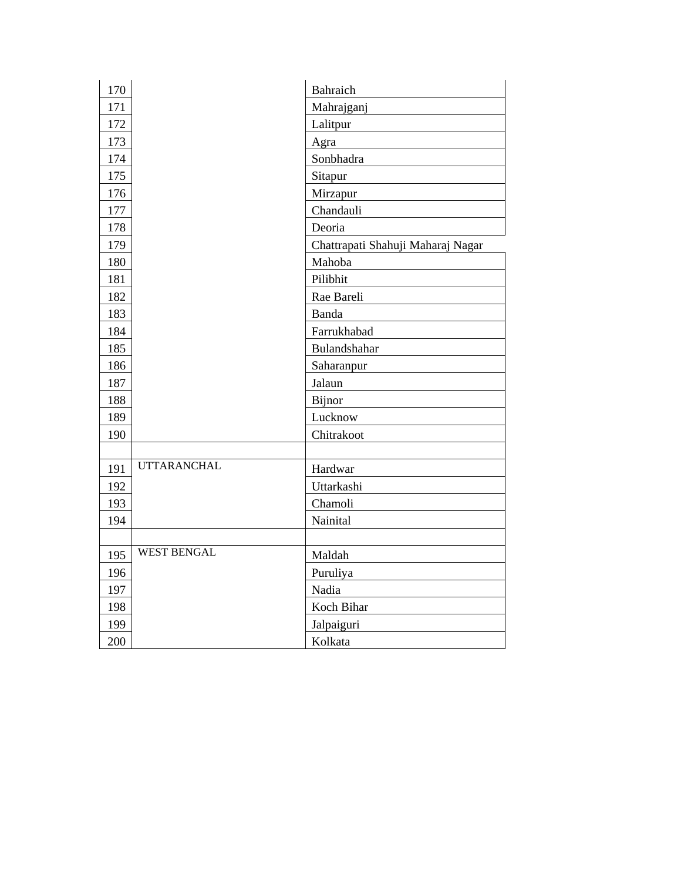| | | |
|---|---|---|
| 170 | | Bahraich |
| 171 | | Mahrajganj |
| 172 | | Lalitpur |
| 173 | | Agra |
| 174 | | Sonbhadra |
| 175 | | Sitapur |
| 176 | | Mirzapur |
| 177 | | Chandauli |
| 178 | | Deoria |
| 179 | | Chattrapati Shahuji Maharaj Nagar |
| 180 | | Mahoba |
| 181 | | Pilibhit |
| 182 | | Rae Bareli |
| 183 | | Banda |
| 184 | | Farrukhabad |
| 185 | | Bulandshahar |
| 186 | | Saharanpur |
| 187 | | Jalaun |
| 188 | | Bijnor |
| 189 | | Lucknow |
| 190 | | Chitrakoot |
| | | |
| 191 | UTTARANCHAL | Hardwar |
| 192 | | Uttarkashi |
| 193 | | Chamoli |
| 194 | | Nainital |
| | | |
| 195 | WEST BENGAL | Maldah |
| 196 | | Puruliya |
| 197 | | Nadia |
| 198 | | Koch Bihar |
| 199 | | Jalpaiguri |
| 200 | | Kolkata |